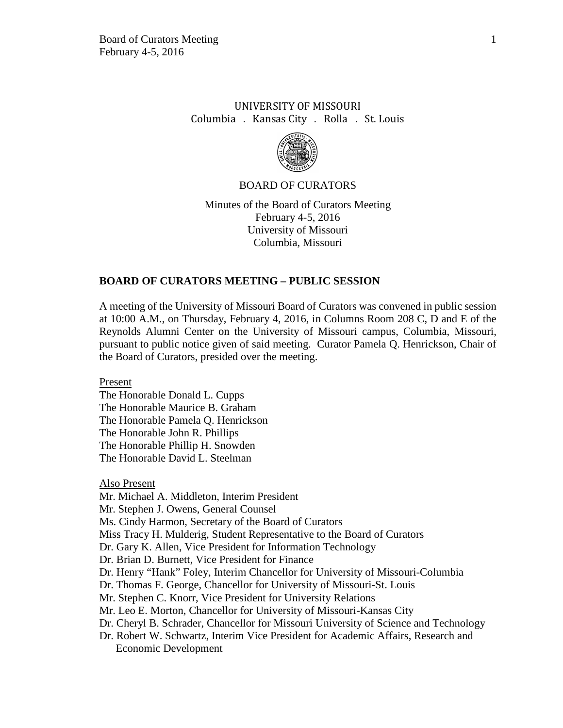UNIVERSITY OF MISSOURI
Columbia . Kansas City . Rolla . St. Louis

BOARD OF CURATORS

Minutes of the Board of Curators Meeting
February 4-5, 2016
University of Missouri
Columbia, Missouri

## BOARD OF CURATORS MEETING – PUBLIC SESSION

A meeting of the University of Missouri Board of Curators was convened in public session at 10:00 A.M., on Thursday, February 4, 2016, in Columns Room 208 C, D and E of the Reynolds Alumni Center on the University of Missouri campus, Columbia, Missouri, pursuant to public notice given of said meeting. Curator Pamela Q. Henrickson, Chair of the Board of Curators, presided over the meeting.

Present

The Honorable Donald L. Cupps
The Honorable Maurice B. Graham
The Honorable Pamela Q. Henrickson
The Honorable John R. Phillips
The Honorable Phillip H. Snowden
The Honorable David L. Steelman

Also Present

Mr. Michael A. Middleton, Interim President
Mr. Stephen J. Owens, General Counsel
Ms. Cindy Harmon, Secretary of the Board of Curators
Miss Tracy H. Mulderig, Student Representative to the Board of Curators
Dr. Gary K. Allen, Vice President for Information Technology
Dr. Brian D. Burnett, Vice President for Finance
Dr. Henry "Hank" Foley, Interim Chancellor for University of Missouri-Columbia
Dr. Thomas F. George, Chancellor for University of Missouri-St. Louis
Mr. Stephen C. Knorr, Vice President for University Relations
Mr. Leo E. Morton, Chancellor for University of Missouri-Kansas City
Dr. Cheryl B. Schrader, Chancellor for Missouri University of Science and Technology
Dr. Robert W. Schwartz, Interim Vice President for Academic Affairs, Research and Economic Development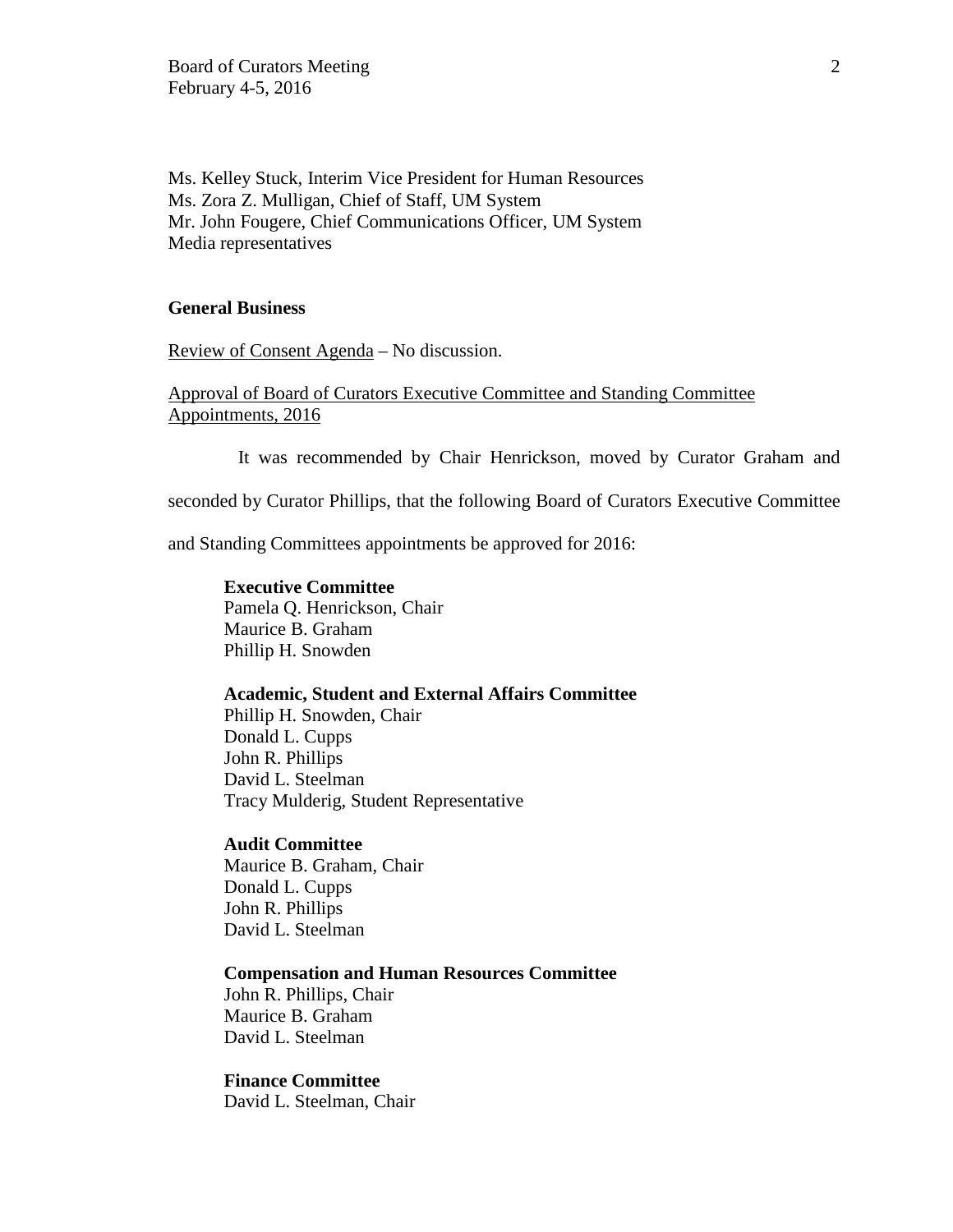Ms. Kelley Stuck, Interim Vice President for Human Resources
Ms. Zora Z. Mulligan, Chief of Staff, UM System
Mr. John Fougere, Chief Communications Officer, UM System
Media representatives

**General Business**

Review of Consent Agenda – No discussion.

Approval of Board of Curators Executive Committee and Standing Committee Appointments, 2016

It was recommended by Chair Henrickson, moved by Curator Graham and seconded by Curator Phillips, that the following Board of Curators Executive Committee and Standing Committees appointments be approved for 2016:

**Executive Committee**
Pamela Q. Henrickson, Chair
Maurice B. Graham
Phillip H. Snowden

**Academic, Student and External Affairs Committee**
Phillip H. Snowden, Chair
Donald L. Cupps
John R. Phillips
David L. Steelman
Tracy Mulderig, Student Representative

**Audit Committee**
Maurice B. Graham, Chair
Donald L. Cupps
John R. Phillips
David L. Steelman

**Compensation and Human Resources Committee**
John R. Phillips, Chair
Maurice B. Graham
David L. Steelman

**Finance Committee**
David L. Steelman, Chair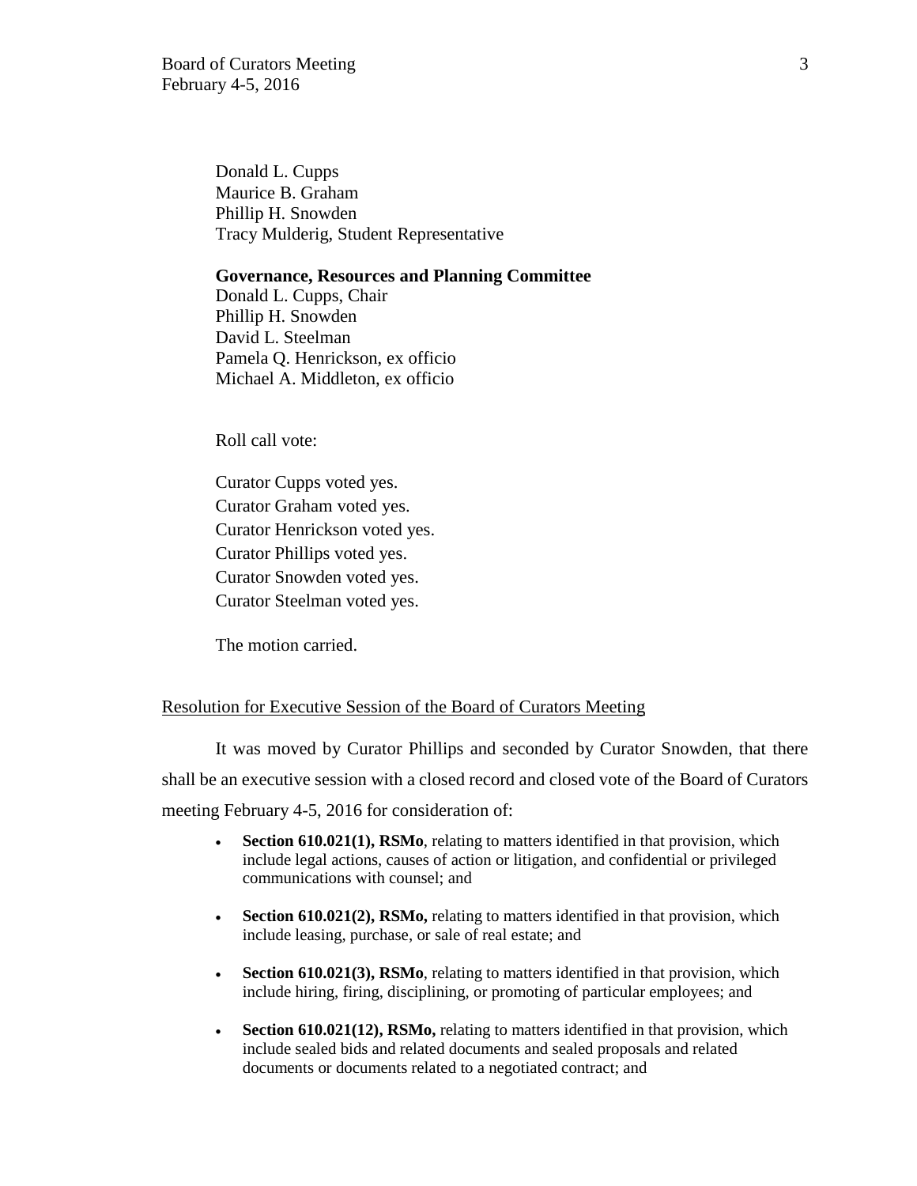Donald L. Cupps  
Maurice B. Graham  
Phillip H. Snowden  
Tracy Mulderig, Student Representative

**Governance, Resources and Planning Committee**  
Donald L. Cupps, Chair  
Phillip H. Snowden  
David L. Steelman  
Pamela Q. Henrickson, ex officio  
Michael A. Middleton, ex officio

Roll call vote:

Curator Cupps voted yes.  
Curator Graham voted yes.  
Curator Henrickson voted yes.  
Curator Phillips voted yes.  
Curator Snowden voted yes.  
Curator Steelman voted yes.

The motion carried.

Resolution for Executive Session of the Board of Curators Meeting

It was moved by Curator Phillips and seconded by Curator Snowden, that there shall be an executive session with a closed record and closed vote of the Board of Curators meeting February 4-5, 2016 for consideration of:

- **Section 610.021(1), RSMo**, relating to matters identified in that provision, which include legal actions, causes of action or litigation, and confidential or privileged communications with counsel; and
- **Section 610.021(2), RSMo,** relating to matters identified in that provision, which include leasing, purchase, or sale of real estate; and
- **Section 610.021(3), RSMo**, relating to matters identified in that provision, which include hiring, firing, disciplining, or promoting of particular employees; and
- **Section 610.021(12), RSMo,** relating to matters identified in that provision, which include sealed bids and related documents and sealed proposals and related documents or documents related to a negotiated contract; and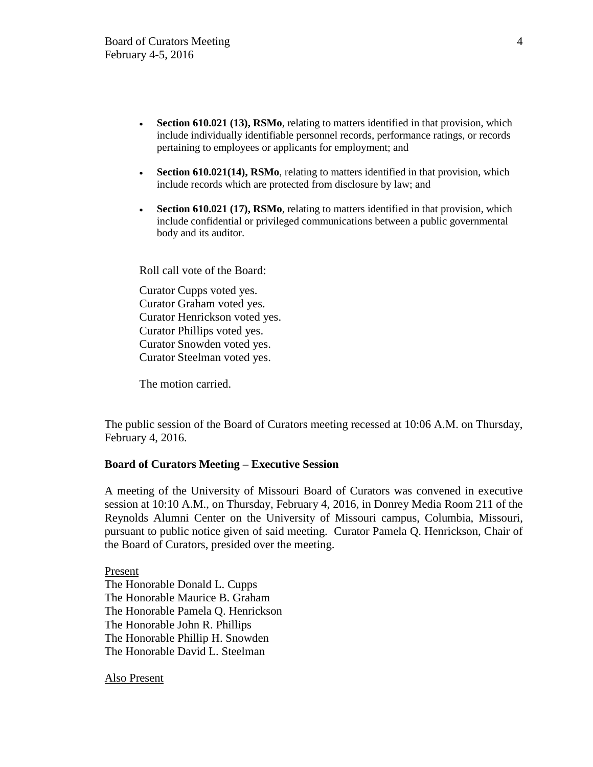- **Section 610.021 (13), RSMo**, relating to matters identified in that provision, which include individually identifiable personnel records, performance ratings, or records pertaining to employees or applicants for employment; and

- **Section 610.021(14), RSMo**, relating to matters identified in that provision, which include records which are protected from disclosure by law; and

- **Section 610.021 (17), RSMo**, relating to matters identified in that provision, which include confidential or privileged communications between a public governmental body and its auditor.

Roll call vote of the Board:

Curator Cupps voted yes.
Curator Graham voted yes.
Curator Henrickson voted yes.
Curator Phillips voted yes.
Curator Snowden voted yes.
Curator Steelman voted yes.

The motion carried.

The public session of the Board of Curators meeting recessed at 10:06 A.M. on Thursday, February 4, 2016.

**Board of Curators Meeting – Executive Session**

A meeting of the University of Missouri Board of Curators was convened in executive session at 10:10 A.M., on Thursday, February 4, 2016, in Donrey Media Room 211 of the Reynolds Alumni Center on the University of Missouri campus, Columbia, Missouri, pursuant to public notice given of said meeting. Curator Pamela Q. Henrickson, Chair of the Board of Curators, presided over the meeting.

Present
The Honorable Donald L. Cupps
The Honorable Maurice B. Graham
The Honorable Pamela Q. Henrickson
The Honorable John R. Phillips
The Honorable Phillip H. Snowden
The Honorable David L. Steelman

Also Present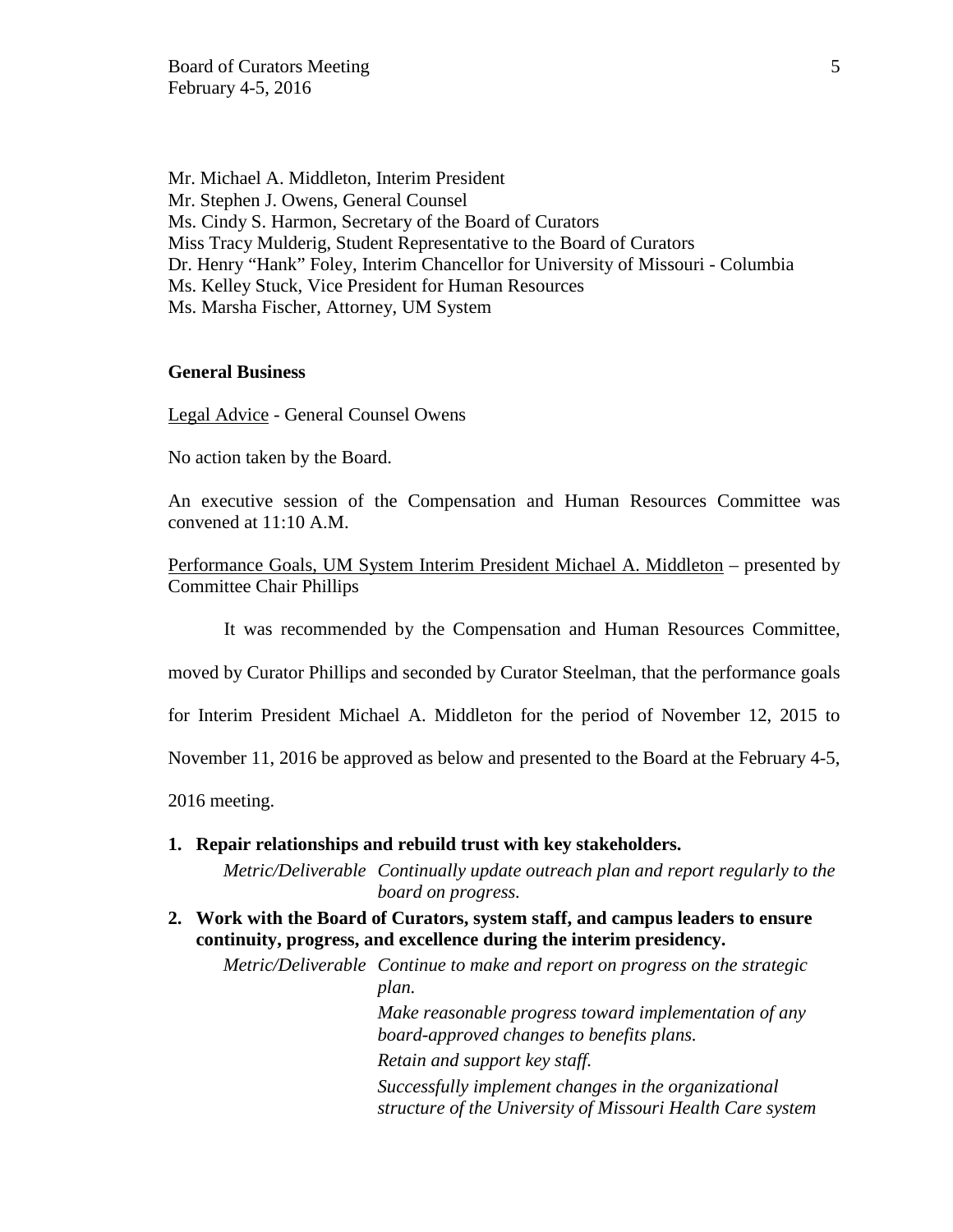Mr. Michael A. Middleton, Interim President
Mr. Stephen J. Owens, General Counsel
Ms. Cindy S. Harmon, Secretary of the Board of Curators
Miss Tracy Mulderig, Student Representative to the Board of Curators
Dr. Henry "Hank" Foley, Interim Chancellor for University of Missouri - Columbia
Ms. Kelley Stuck, Vice President for Human Resources
Ms. Marsha Fischer, Attorney, UM System

**General Business**

Legal Advice - General Counsel Owens

No action taken by the Board.

An executive session of the Compensation and Human Resources Committee was convened at 11:10 A.M.

Performance Goals, UM System Interim President Michael A. Middleton – presented by Committee Chair Phillips

It was recommended by the Compensation and Human Resources Committee, moved by Curator Phillips and seconded by Curator Steelman, that the performance goals for Interim President Michael A. Middleton for the period of November 12, 2015 to November 11, 2016 be approved as below and presented to the Board at the February 4-5, 2016 meeting.

1. **Repair relationships and rebuild trust with key stakeholders.**

   *Metric/Deliverable* *Continually update outreach plan and report regularly to the board on progress.*

2. **Work with the Board of Curators, system staff, and campus leaders to ensure continuity, progress, and excellence during the interim presidency.**

   *Metric/Deliverable* *Continue to make and report on progress on the strategic plan.*

   *Make reasonable progress toward implementation of any board-approved changes to benefits plans.*

   *Retain and support key staff.*

   *Successfully implement changes in the organizational structure of the University of Missouri Health Care system*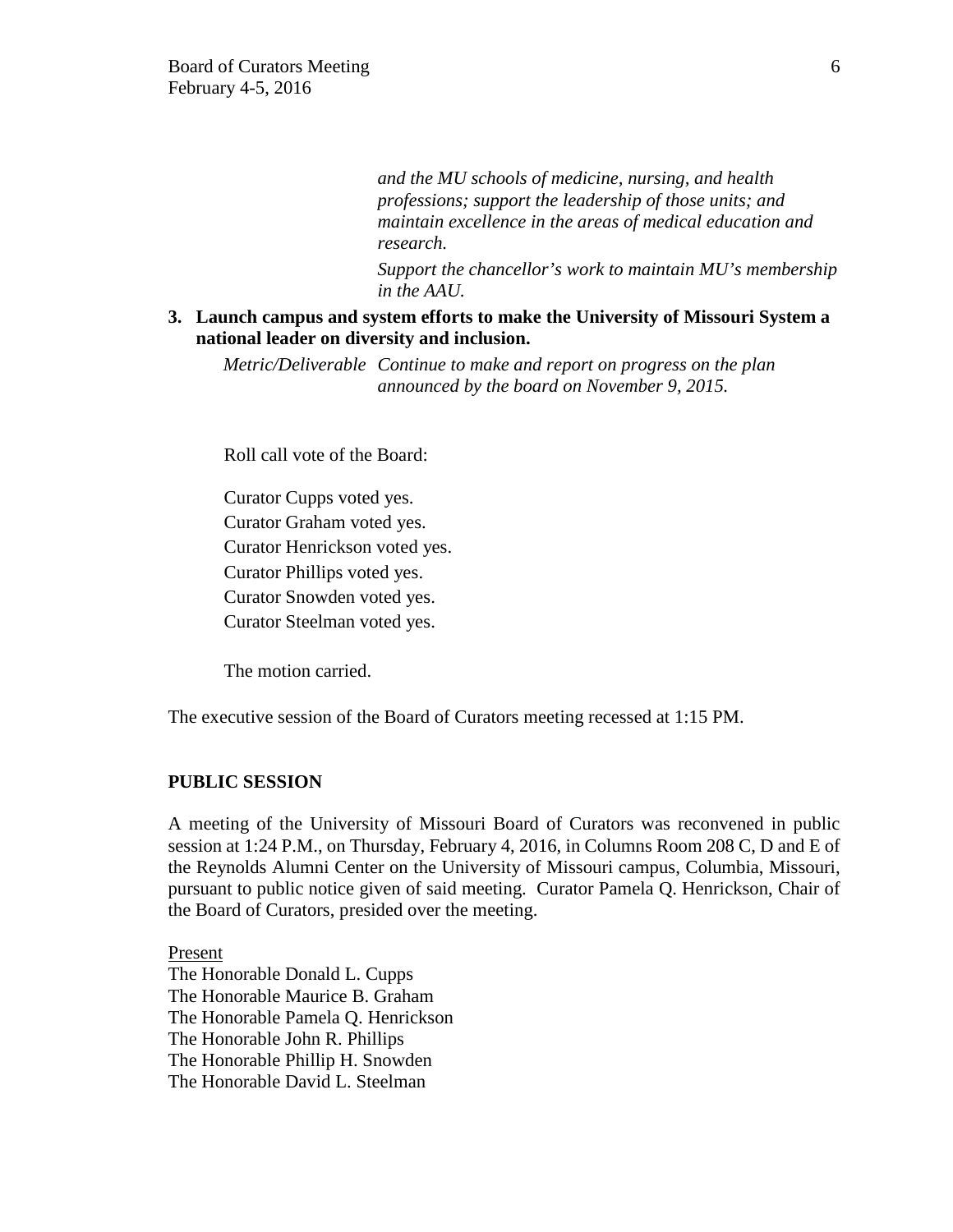*and the MU schools of medicine, nursing, and health professions; support the leadership of those units; and maintain excellence in the areas of medical education and research.*

*Support the chancellor's work to maintain MU's membership in the AAU.*

**3. Launch campus and system efforts to make the University of Missouri System a national leader on diversity and inclusion.**

*Metric/Deliverable* *Continue to make and report on progress on the plan announced by the board on November 9, 2015.*

Roll call vote of the Board:

Curator Cupps voted yes.
Curator Graham voted yes.
Curator Henrickson voted yes.
Curator Phillips voted yes.
Curator Snowden voted yes.
Curator Steelman voted yes.

The motion carried.

The executive session of the Board of Curators meeting recessed at 1:15 PM.

**PUBLIC SESSION**

A meeting of the University of Missouri Board of Curators was reconvened in public session at 1:24 P.M., on Thursday, February 4, 2016, in Columns Room 208 C, D and E of the Reynolds Alumni Center on the University of Missouri campus, Columbia, Missouri, pursuant to public notice given of said meeting. Curator Pamela Q. Henrickson, Chair of the Board of Curators, presided over the meeting.

Present
The Honorable Donald L. Cupps
The Honorable Maurice B. Graham
The Honorable Pamela Q. Henrickson
The Honorable John R. Phillips
The Honorable Phillip H. Snowden
The Honorable David L. Steelman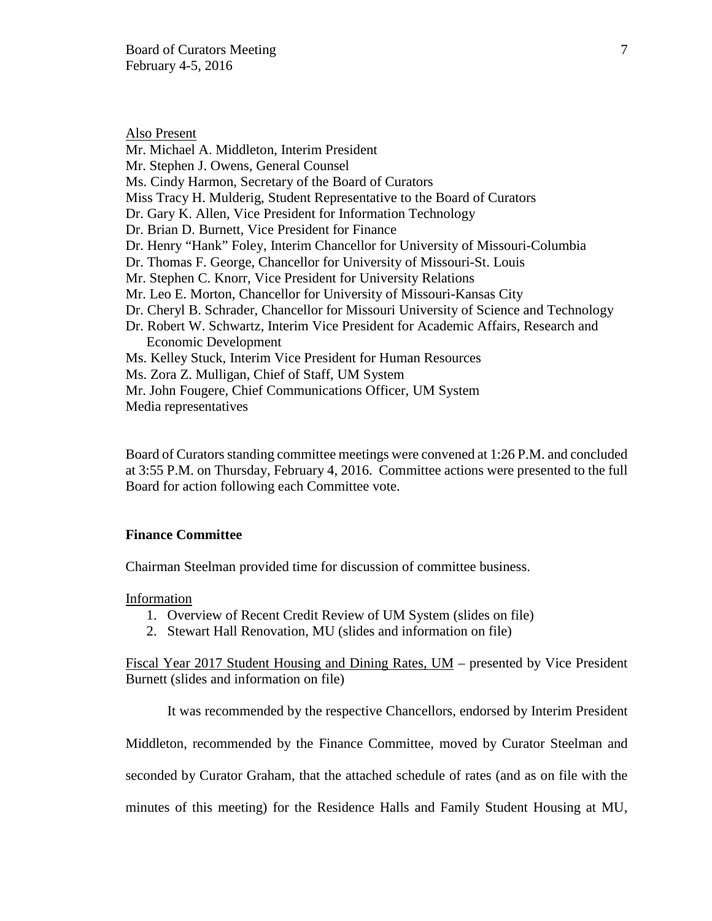Also Present

Mr. Michael A. Middleton, Interim President
Mr. Stephen J. Owens, General Counsel
Ms. Cindy Harmon, Secretary of the Board of Curators
Miss Tracy H. Mulderig, Student Representative to the Board of Curators
Dr. Gary K. Allen, Vice President for Information Technology
Dr. Brian D. Burnett, Vice President for Finance
Dr. Henry "Hank" Foley, Interim Chancellor for University of Missouri-Columbia
Dr. Thomas F. George, Chancellor for University of Missouri-St. Louis
Mr. Stephen C. Knorr, Vice President for University Relations
Mr. Leo E. Morton, Chancellor for University of Missouri-Kansas City
Dr. Cheryl B. Schrader, Chancellor for Missouri University of Science and Technology
Dr. Robert W. Schwartz, Interim Vice President for Academic Affairs, Research and Economic Development
Ms. Kelley Stuck, Interim Vice President for Human Resources
Ms. Zora Z. Mulligan, Chief of Staff, UM System
Mr. John Fougere, Chief Communications Officer, UM System
Media representatives

Board of Curators standing committee meetings were convened at 1:26 P.M. and concluded at 3:55 P.M. on Thursday, February 4, 2016. Committee actions were presented to the full Board for action following each Committee vote.

**Finance Committee**

Chairman Steelman provided time for discussion of committee business.

Information

1. Overview of Recent Credit Review of UM System (slides on file)
2. Stewart Hall Renovation, MU (slides and information on file)

Fiscal Year 2017 Student Housing and Dining Rates, UM – presented by Vice President Burnett (slides and information on file)

It was recommended by the respective Chancellors, endorsed by Interim President Middleton, recommended by the Finance Committee, moved by Curator Steelman and seconded by Curator Graham, that the attached schedule of rates (and as on file with the minutes of this meeting) for the Residence Halls and Family Student Housing at MU,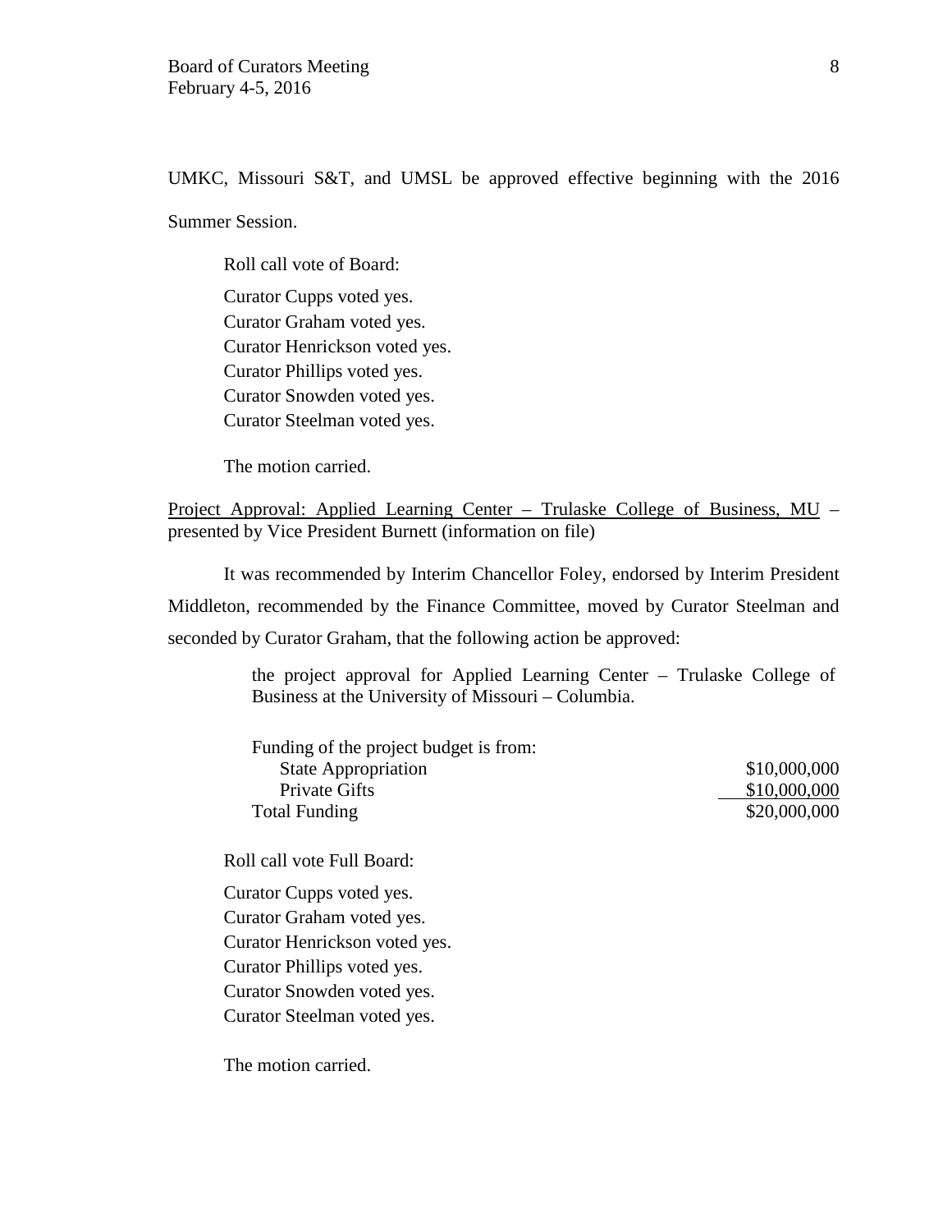UMKC, Missouri S&T, and UMSL be approved effective beginning with the 2016 Summer Session.

Roll call vote of Board:

Curator Cupps voted yes.
Curator Graham voted yes.
Curator Henrickson voted yes.
Curator Phillips voted yes.
Curator Snowden voted yes.
Curator Steelman voted yes.

The motion carried.

<u>Project Approval: Applied Learning Center – Trulaske College of Business, MU</u> – presented by Vice President Burnett (information on file)

It was recommended by Interim Chancellor Foley, endorsed by Interim President Middleton, recommended by the Finance Committee, moved by Curator Steelman and seconded by Curator Graham, that the following action be approved:

> the project approval for Applied Learning Center – Trulaske College of Business at the University of Missouri – Columbia.

| Funding of the project budget is from: | |
|---|---|
| State Appropriation | \$10,000,000 |
| Private Gifts | \$10,000,000 |
| Total Funding | \$20,000,000 |

Roll call vote Full Board:

Curator Cupps voted yes.
Curator Graham voted yes.
Curator Henrickson voted yes.
Curator Phillips voted yes.
Curator Snowden voted yes.
Curator Steelman voted yes.

The motion carried.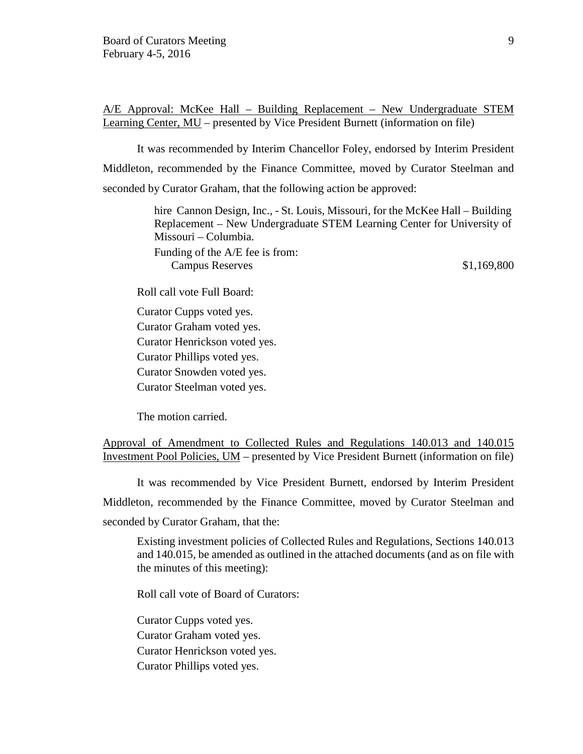<u>A/E Approval: McKee Hall – Building Replacement – New Undergraduate STEM Learning Center, MU</u> – presented by Vice President Burnett (information on file)

It was recommended by Interim Chancellor Foley, endorsed by Interim President Middleton, recommended by the Finance Committee, moved by Curator Steelman and seconded by Curator Graham, that the following action be approved:

> hire Cannon Design, Inc., - St. Louis, Missouri, for the McKee Hall – Building Replacement – New Undergraduate STEM Learning Center for University of Missouri – Columbia.
>
> Funding of the A/E fee is from:
> Campus Reserves $1,169,800

Roll call vote Full Board:

Curator Cupps voted yes.
Curator Graham voted yes.
Curator Henrickson voted yes.
Curator Phillips voted yes.
Curator Snowden voted yes.
Curator Steelman voted yes.

The motion carried.

<u>Approval of Amendment to Collected Rules and Regulations 140.013 and 140.015 Investment Pool Policies, UM</u> – presented by Vice President Burnett (information on file)

It was recommended by Vice President Burnett, endorsed by Interim President Middleton, recommended by the Finance Committee, moved by Curator Steelman and seconded by Curator Graham, that the:

> Existing investment policies of Collected Rules and Regulations, Sections 140.013 and 140.015, be amended as outlined in the attached documents (and as on file with the minutes of this meeting):

Roll call vote of Board of Curators:

Curator Cupps voted yes.
Curator Graham voted yes.
Curator Henrickson voted yes.
Curator Phillips voted yes.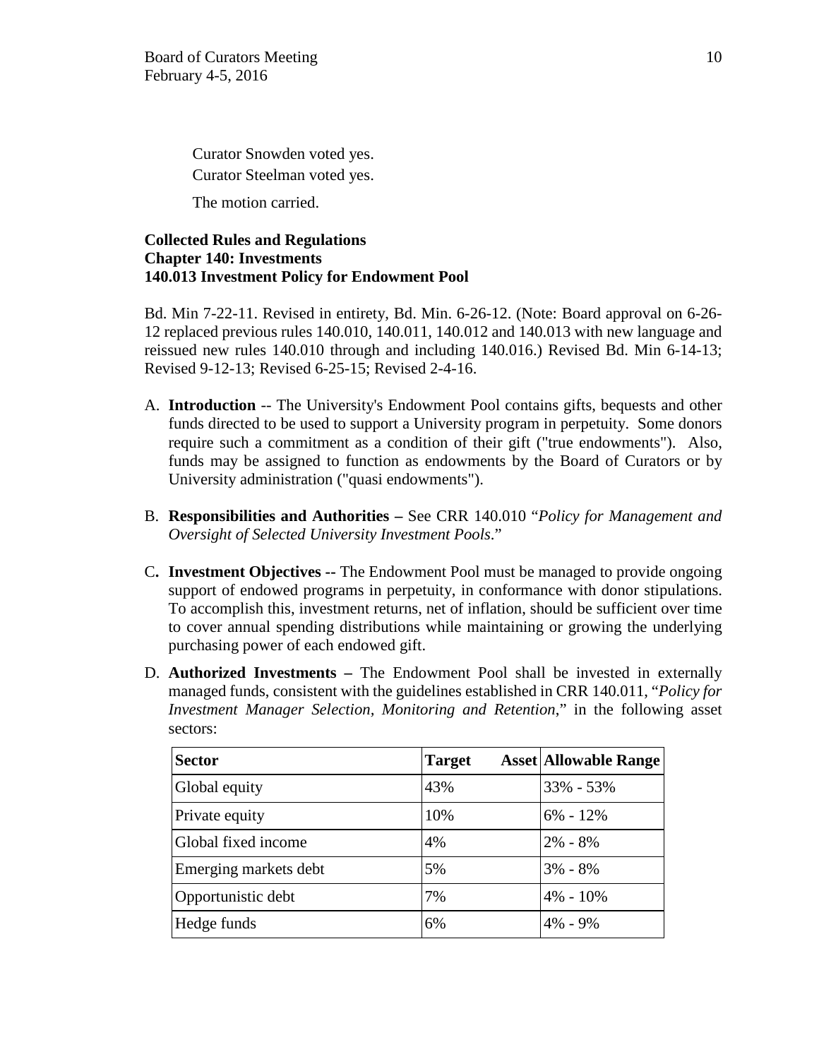Curator Snowden voted yes.
Curator Steelman voted yes.

The motion carried.

**Collected Rules and Regulations**
**Chapter 140: Investments**
**140.013 Investment Policy for Endowment Pool**

Bd. Min 7-22-11. Revised in entirety, Bd. Min. 6-26-12. (Note: Board approval on 6-26-12 replaced previous rules 140.010, 140.011, 140.012 and 140.013 with new language and reissued new rules 140.010 through and including 140.016.) Revised Bd. Min 6-14-13; Revised 9-12-13; Revised 6-25-15; Revised 2-4-16.

A. **Introduction** -- The University's Endowment Pool contains gifts, bequests and other funds directed to be used to support a University program in perpetuity. Some donors require such a commitment as a condition of their gift ("true endowments"). Also, funds may be assigned to function as endowments by the Board of Curators or by University administration ("quasi endowments").

B. **Responsibilities and Authorities –** See CRR 140.010 "*Policy for Management and Oversight of Selected University Investment Pools*."

C**. Investment Objectives --** The Endowment Pool must be managed to provide ongoing support of endowed programs in perpetuity, in conformance with donor stipulations. To accomplish this, investment returns, net of inflation, should be sufficient over time to cover annual spending distributions while maintaining or growing the underlying purchasing power of each endowed gift.

D. **Authorized Investments –** The Endowment Pool shall be invested in externally managed funds, consistent with the guidelines established in CRR 140.011, "*Policy for Investment Manager Selection, Monitoring and Retention*," in the following asset sectors:

| **Sector** | **Target Asset** | **Allowable Range** |
|---|---|---|
| Global equity | 43% | 33% - 53% |
| Private equity | 10% | 6% - 12% |
| Global fixed income | 4% | 2% - 8% |
| Emerging markets debt | 5% | 3% - 8% |
| Opportunistic debt | 7% | 4% - 10% |
| Hedge funds | 6% | 4% - 9% |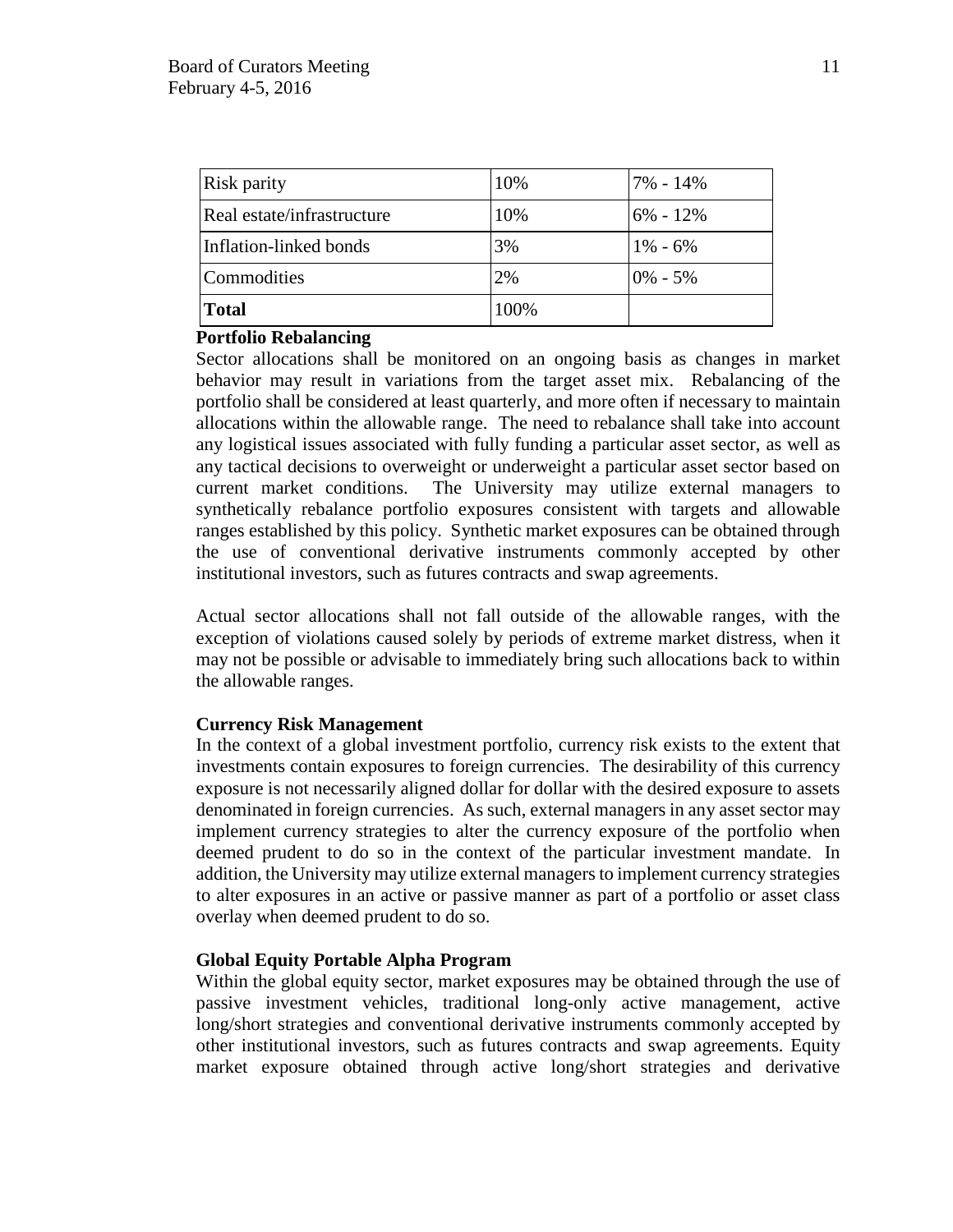| | | |
|---|---|---|
| Risk parity | 10% | 7% - 14% |
| Real estate/infrastructure | 10% | 6% - 12% |
| Inflation-linked bonds | 3% | 1% - 6% |
| Commodities | 2% | 0% - 5% |
| **Total** | 100% | |

**Portfolio Rebalancing**

Sector allocations shall be monitored on an ongoing basis as changes in market behavior may result in variations from the target asset mix. Rebalancing of the portfolio shall be considered at least quarterly, and more often if necessary to maintain allocations within the allowable range. The need to rebalance shall take into account any logistical issues associated with fully funding a particular asset sector, as well as any tactical decisions to overweight or underweight a particular asset sector based on current market conditions. The University may utilize external managers to synthetically rebalance portfolio exposures consistent with targets and allowable ranges established by this policy. Synthetic market exposures can be obtained through the use of conventional derivative instruments commonly accepted by other institutional investors, such as futures contracts and swap agreements.

Actual sector allocations shall not fall outside of the allowable ranges, with the exception of violations caused solely by periods of extreme market distress, when it may not be possible or advisable to immediately bring such allocations back to within the allowable ranges.

**Currency Risk Management**

In the context of a global investment portfolio, currency risk exists to the extent that investments contain exposures to foreign currencies. The desirability of this currency exposure is not necessarily aligned dollar for dollar with the desired exposure to assets denominated in foreign currencies. As such, external managers in any asset sector may implement currency strategies to alter the currency exposure of the portfolio when deemed prudent to do so in the context of the particular investment mandate. In addition, the University may utilize external managers to implement currency strategies to alter exposures in an active or passive manner as part of a portfolio or asset class overlay when deemed prudent to do so.

**Global Equity Portable Alpha Program**

Within the global equity sector, market exposures may be obtained through the use of passive investment vehicles, traditional long-only active management, active long/short strategies and conventional derivative instruments commonly accepted by other institutional investors, such as futures contracts and swap agreements. Equity market exposure obtained through active long/short strategies and derivative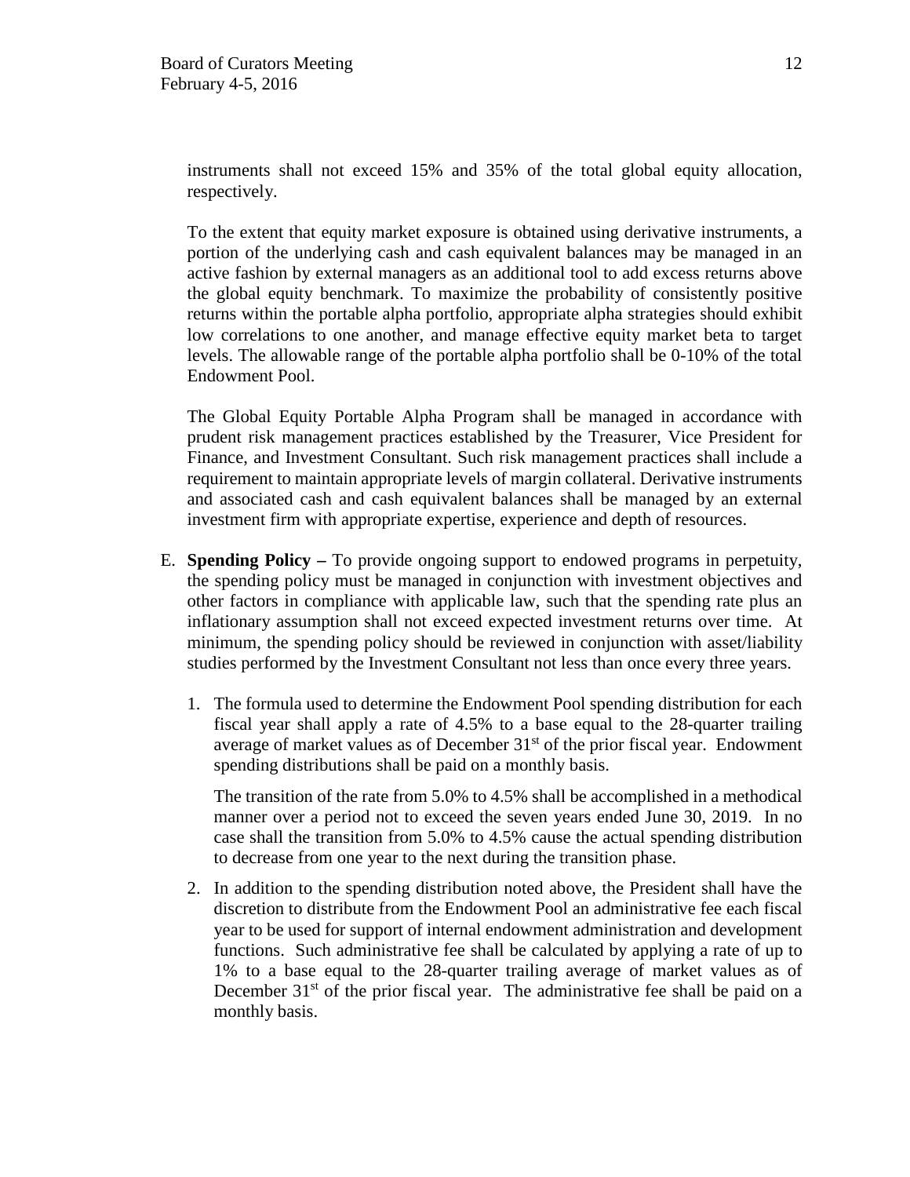instruments shall not exceed 15% and 35% of the total global equity allocation, respectively.

To the extent that equity market exposure is obtained using derivative instruments, a portion of the underlying cash and cash equivalent balances may be managed in an active fashion by external managers as an additional tool to add excess returns above the global equity benchmark. To maximize the probability of consistently positive returns within the portable alpha portfolio, appropriate alpha strategies should exhibit low correlations to one another, and manage effective equity market beta to target levels. The allowable range of the portable alpha portfolio shall be 0-10% of the total Endowment Pool.

The Global Equity Portable Alpha Program shall be managed in accordance with prudent risk management practices established by the Treasurer, Vice President for Finance, and Investment Consultant. Such risk management practices shall include a requirement to maintain appropriate levels of margin collateral. Derivative instruments and associated cash and cash equivalent balances shall be managed by an external investment firm with appropriate expertise, experience and depth of resources.

E. **Spending Policy –** To provide ongoing support to endowed programs in perpetuity, the spending policy must be managed in conjunction with investment objectives and other factors in compliance with applicable law, such that the spending rate plus an inflationary assumption shall not exceed expected investment returns over time. At minimum, the spending policy should be reviewed in conjunction with asset/liability studies performed by the Investment Consultant not less than once every three years.

   1. The formula used to determine the Endowment Pool spending distribution for each fiscal year shall apply a rate of 4.5% to a base equal to the 28-quarter trailing average of market values as of December 31st of the prior fiscal year. Endowment spending distributions shall be paid on a monthly basis.

      The transition of the rate from 5.0% to 4.5% shall be accomplished in a methodical manner over a period not to exceed the seven years ended June 30, 2019. In no case shall the transition from 5.0% to 4.5% cause the actual spending distribution to decrease from one year to the next during the transition phase.

   2. In addition to the spending distribution noted above, the President shall have the discretion to distribute from the Endowment Pool an administrative fee each fiscal year to be used for support of internal endowment administration and development functions. Such administrative fee shall be calculated by applying a rate of up to 1% to a base equal to the 28-quarter trailing average of market values as of December 31st of the prior fiscal year. The administrative fee shall be paid on a monthly basis.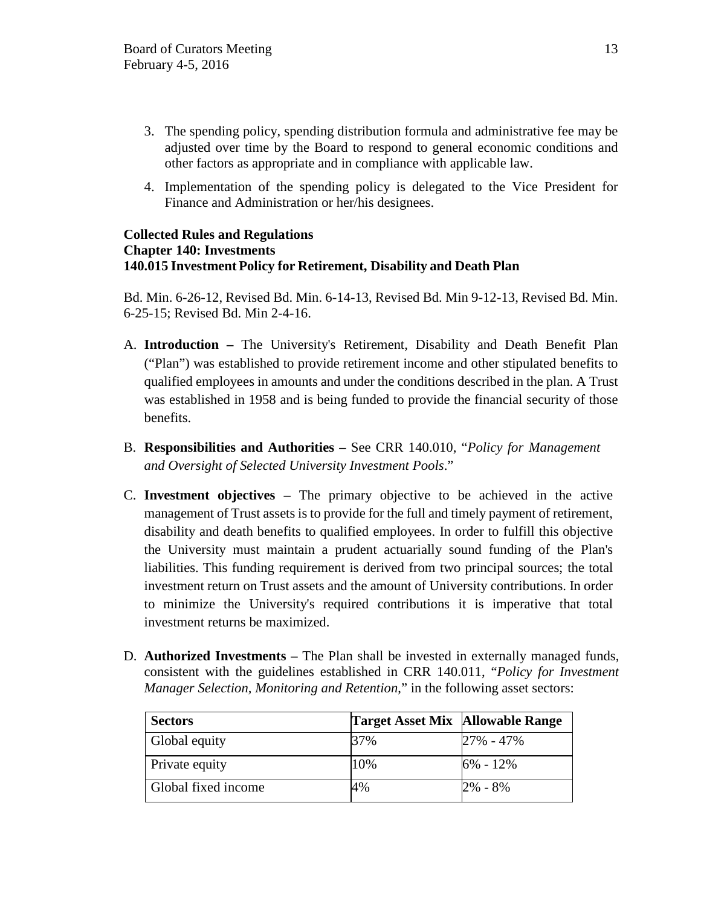3. The spending policy, spending distribution formula and administrative fee may be adjusted over time by the Board to respond to general economic conditions and other factors as appropriate and in compliance with applicable law.

4. Implementation of the spending policy is delegated to the Vice President for Finance and Administration or her/his designees.

**Collected Rules and Regulations**
**Chapter 140: Investments**
**140.015 Investment Policy for Retirement, Disability and Death Plan**

Bd. Min. 6-26-12, Revised Bd. Min. 6-14-13, Revised Bd. Min 9-12-13, Revised Bd. Min. 6-25-15; Revised Bd. Min 2-4-16.

A. **Introduction –** The University's Retirement, Disability and Death Benefit Plan ("Plan") was established to provide retirement income and other stipulated benefits to qualified employees in amounts and under the conditions described in the plan. A Trust was established in 1958 and is being funded to provide the financial security of those benefits.

B. **Responsibilities and Authorities –** See CRR 140.010, "*Policy for Management and Oversight of Selected University Investment Pools*."

C. **Investment objectives –** The primary objective to be achieved in the active management of Trust assets is to provide for the full and timely payment of retirement, disability and death benefits to qualified employees. In order to fulfill this objective the University must maintain a prudent actuarially sound funding of the Plan's liabilities. This funding requirement is derived from two principal sources; the total investment return on Trust assets and the amount of University contributions. In order to minimize the University's required contributions it is imperative that total investment returns be maximized.

D. **Authorized Investments –** The Plan shall be invested in externally managed funds, consistent with the guidelines established in CRR 140.011, "*Policy for Investment Manager Selection, Monitoring and Retention*," in the following asset sectors:

| Sectors | Target Asset Mix | Allowable Range |
|---|---|---|
| Global equity | 37% | 27% - 47% |
| Private equity | 10% | 6% - 12% |
| Global fixed income | 4% | 2% - 8% |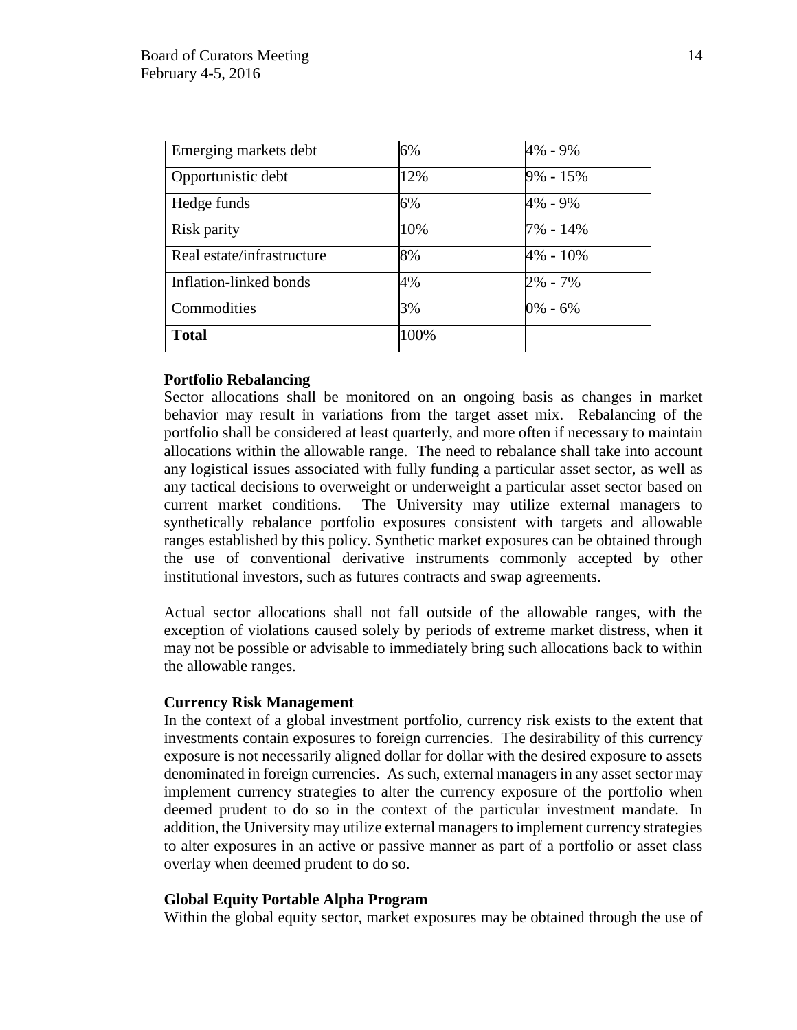| | | |
|---|---|---|
| Emerging markets debt | 6% | 4% - 9% |
| Opportunistic debt | 12% | 9% - 15% |
| Hedge funds | 6% | 4% - 9% |
| Risk parity | 10% | 7% - 14% |
| Real estate/infrastructure | 8% | 4% - 10% |
| Inflation-linked bonds | 4% | 2% - 7% |
| Commodities | 3% | 0% - 6% |
| **Total** | 100% | |

**Portfolio Rebalancing**

Sector allocations shall be monitored on an ongoing basis as changes in market behavior may result in variations from the target asset mix. Rebalancing of the portfolio shall be considered at least quarterly, and more often if necessary to maintain allocations within the allowable range. The need to rebalance shall take into account any logistical issues associated with fully funding a particular asset sector, as well as any tactical decisions to overweight or underweight a particular asset sector based on current market conditions. The University may utilize external managers to synthetically rebalance portfolio exposures consistent with targets and allowable ranges established by this policy. Synthetic market exposures can be obtained through the use of conventional derivative instruments commonly accepted by other institutional investors, such as futures contracts and swap agreements.

Actual sector allocations shall not fall outside of the allowable ranges, with the exception of violations caused solely by periods of extreme market distress, when it may not be possible or advisable to immediately bring such allocations back to within the allowable ranges.

**Currency Risk Management**

In the context of a global investment portfolio, currency risk exists to the extent that investments contain exposures to foreign currencies. The desirability of this currency exposure is not necessarily aligned dollar for dollar with the desired exposure to assets denominated in foreign currencies. As such, external managers in any asset sector may implement currency strategies to alter the currency exposure of the portfolio when deemed prudent to do so in the context of the particular investment mandate. In addition, the University may utilize external managers to implement currency strategies to alter exposures in an active or passive manner as part of a portfolio or asset class overlay when deemed prudent to do so.

**Global Equity Portable Alpha Program**

Within the global equity sector, market exposures may be obtained through the use of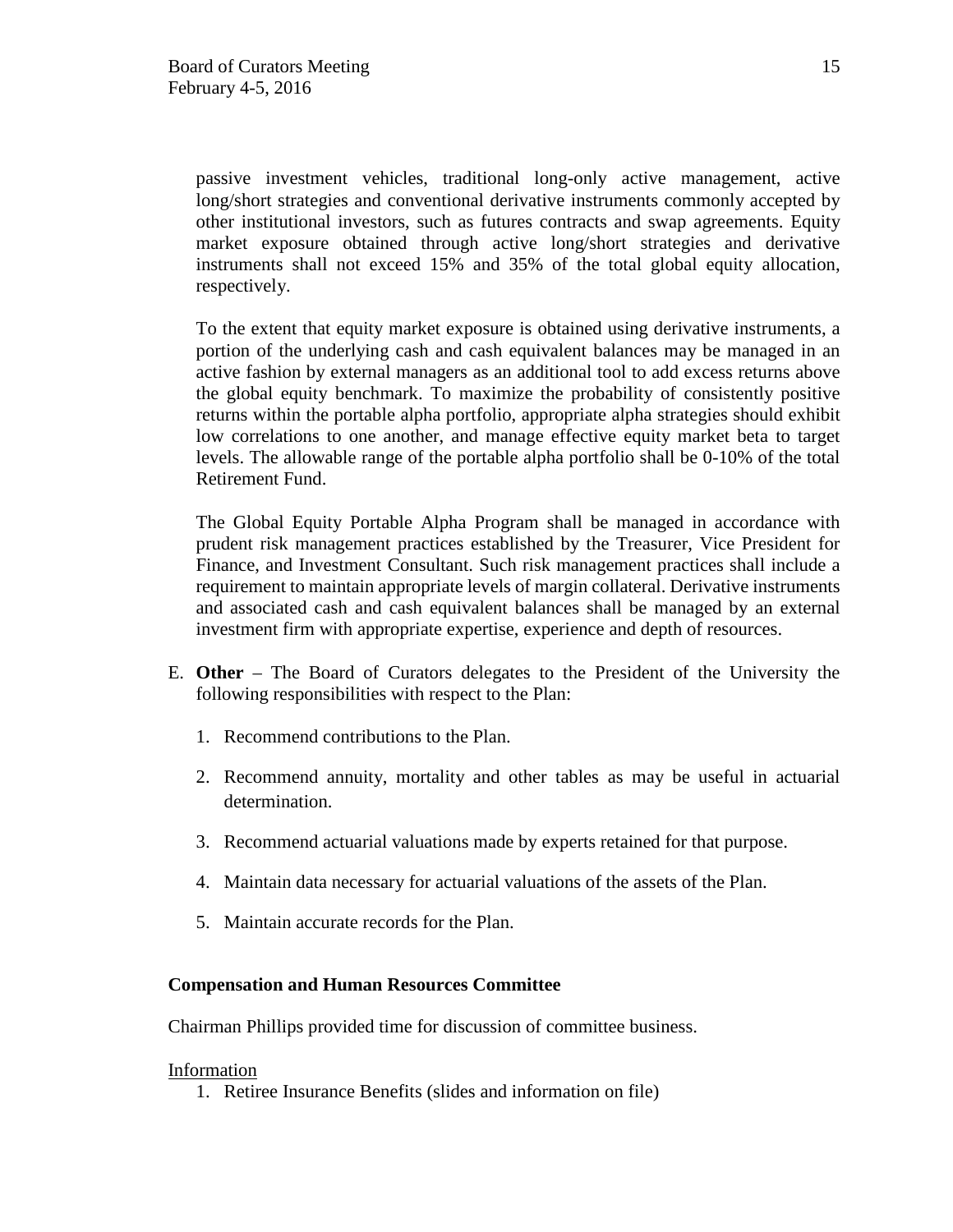passive investment vehicles, traditional long-only active management, active long/short strategies and conventional derivative instruments commonly accepted by other institutional investors, such as futures contracts and swap agreements. Equity market exposure obtained through active long/short strategies and derivative instruments shall not exceed 15% and 35% of the total global equity allocation, respectively.

To the extent that equity market exposure is obtained using derivative instruments, a portion of the underlying cash and cash equivalent balances may be managed in an active fashion by external managers as an additional tool to add excess returns above the global equity benchmark. To maximize the probability of consistently positive returns within the portable alpha portfolio, appropriate alpha strategies should exhibit low correlations to one another, and manage effective equity market beta to target levels. The allowable range of the portable alpha portfolio shall be 0-10% of the total Retirement Fund.

The Global Equity Portable Alpha Program shall be managed in accordance with prudent risk management practices established by the Treasurer, Vice President for Finance, and Investment Consultant. Such risk management practices shall include a requirement to maintain appropriate levels of margin collateral. Derivative instruments and associated cash and cash equivalent balances shall be managed by an external investment firm with appropriate expertise, experience and depth of resources.

E. **Other** – The Board of Curators delegates to the President of the University the following responsibilities with respect to the Plan:

   1. Recommend contributions to the Plan.
   2. Recommend annuity, mortality and other tables as may be useful in actuarial determination.
   3. Recommend actuarial valuations made by experts retained for that purpose.
   4. Maintain data necessary for actuarial valuations of the assets of the Plan.
   5. Maintain accurate records for the Plan.

**Compensation and Human Resources Committee**

Chairman Phillips provided time for discussion of committee business.

Information

1. Retiree Insurance Benefits (slides and information on file)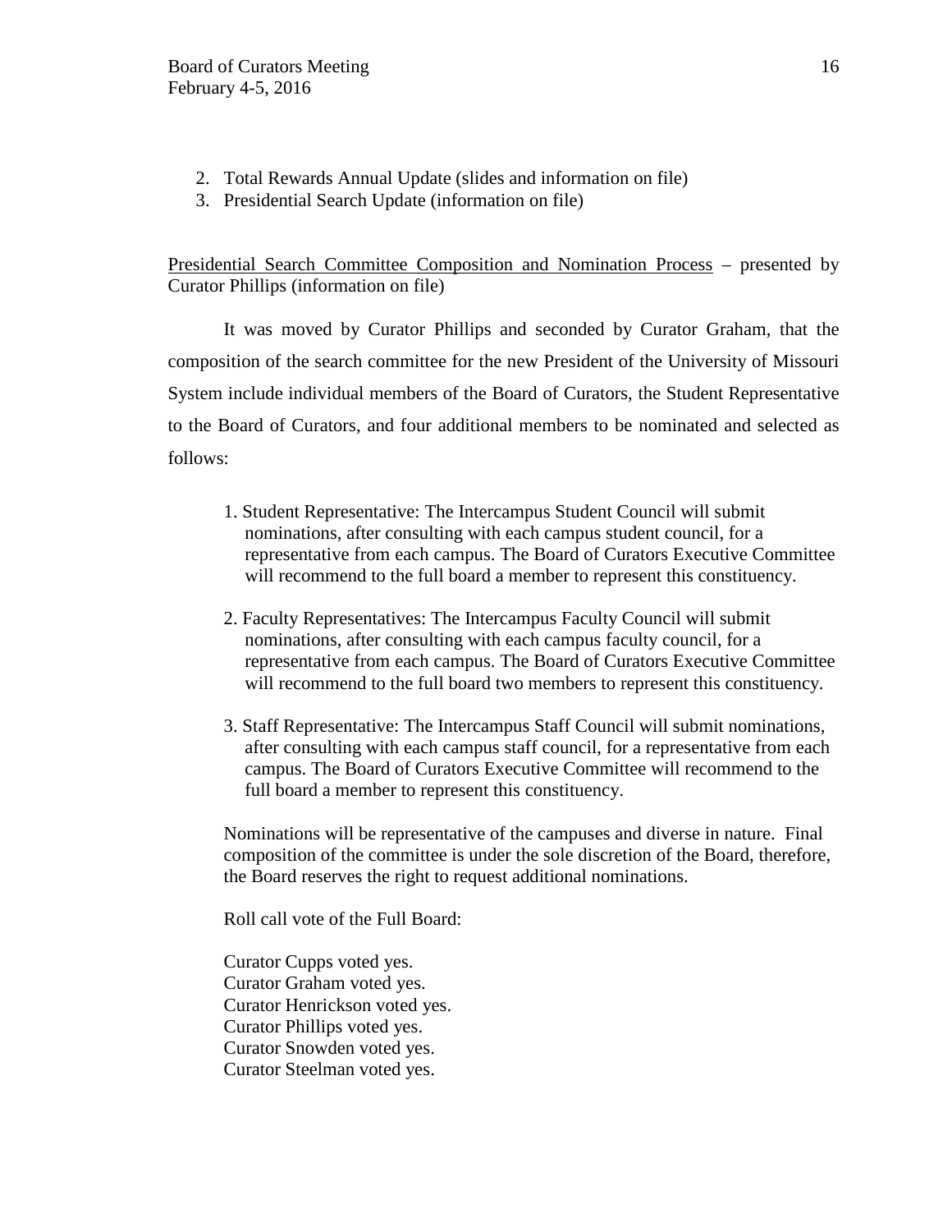2. Total Rewards Annual Update (slides and information on file)
3. Presidential Search Update (information on file)

<u>Presidential Search Committee Composition and Nomination Process</u> – presented by Curator Phillips (information on file)

It was moved by Curator Phillips and seconded by Curator Graham, that the composition of the search committee for the new President of the University of Missouri System include individual members of the Board of Curators, the Student Representative to the Board of Curators, and four additional members to be nominated and selected as follows:

1. Student Representative: The Intercampus Student Council will submit nominations, after consulting with each campus student council, for a representative from each campus. The Board of Curators Executive Committee will recommend to the full board a member to represent this constituency.

2. Faculty Representatives: The Intercampus Faculty Council will submit nominations, after consulting with each campus faculty council, for a representative from each campus. The Board of Curators Executive Committee will recommend to the full board two members to represent this constituency.

3. Staff Representative: The Intercampus Staff Council will submit nominations, after consulting with each campus staff council, for a representative from each campus. The Board of Curators Executive Committee will recommend to the full board a member to represent this constituency.

Nominations will be representative of the campuses and diverse in nature. Final composition of the committee is under the sole discretion of the Board, therefore, the Board reserves the right to request additional nominations.

Roll call vote of the Full Board:

Curator Cupps voted yes.
Curator Graham voted yes.
Curator Henrickson voted yes.
Curator Phillips voted yes.
Curator Snowden voted yes.
Curator Steelman voted yes.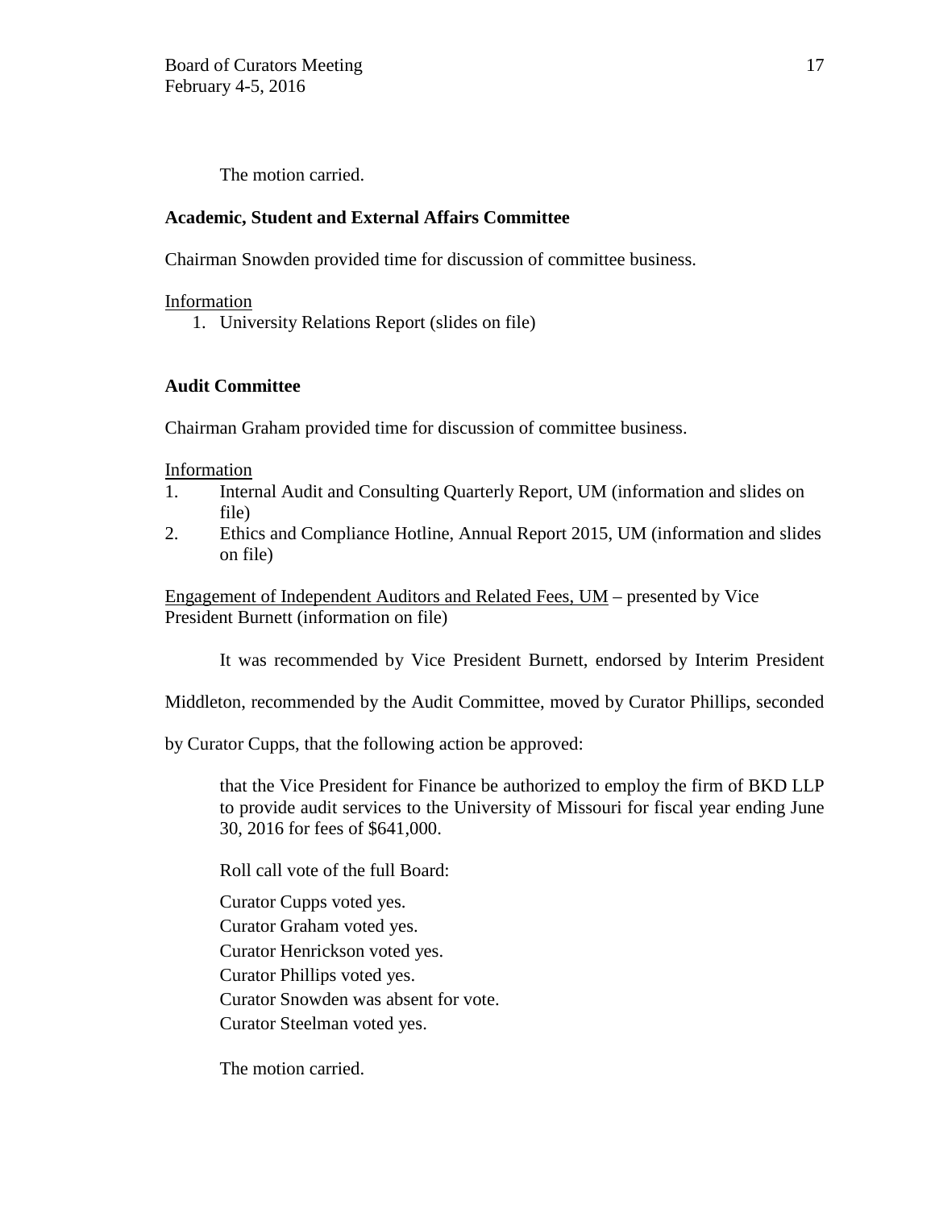The motion carried.

**Academic, Student and External Affairs Committee**

Chairman Snowden provided time for discussion of committee business.

<u>Information</u>

1. University Relations Report (slides on file)

**Audit Committee**

Chairman Graham provided time for discussion of committee business.

<u>Information</u>

1. Internal Audit and Consulting Quarterly Report, UM (information and slides on file)
2. Ethics and Compliance Hotline, Annual Report 2015, UM (information and slides on file)

<u>Engagement of Independent Auditors and Related Fees, UM</u> – presented by Vice President Burnett (information on file)

It was recommended by Vice President Burnett, endorsed by Interim President Middleton, recommended by the Audit Committee, moved by Curator Phillips, seconded by Curator Cupps, that the following action be approved:

> that the Vice President for Finance be authorized to employ the firm of BKD LLP to provide audit services to the University of Missouri for fiscal year ending June 30, 2016 for fees of $641,000.

Roll call vote of the full Board:

Curator Cupps voted yes.
Curator Graham voted yes.
Curator Henrickson voted yes.
Curator Phillips voted yes.
Curator Snowden was absent for vote.
Curator Steelman voted yes.

The motion carried.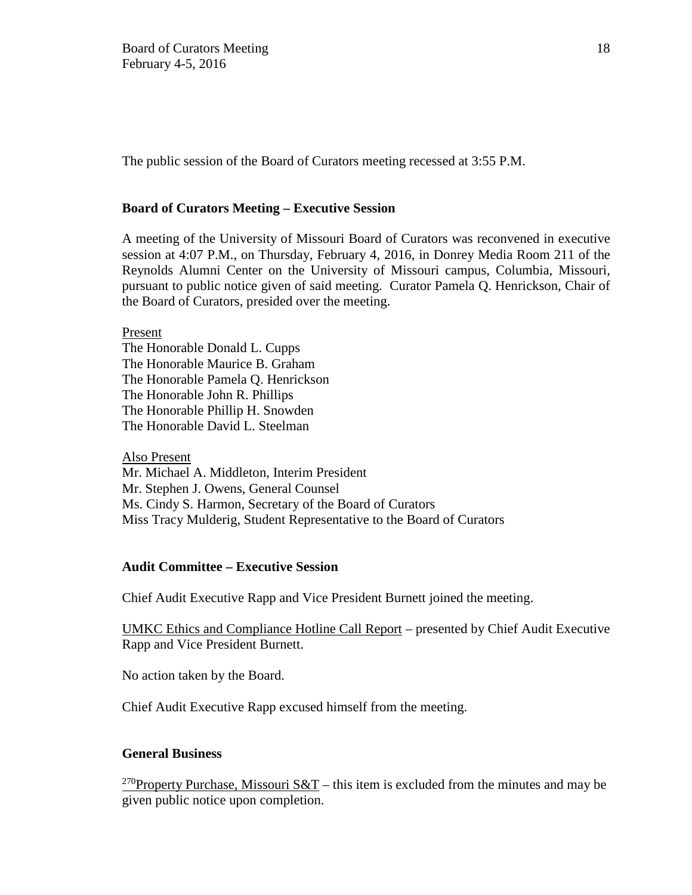The public session of the Board of Curators meeting recessed at 3:55 P.M.

**Board of Curators Meeting – Executive Session**

A meeting of the University of Missouri Board of Curators was reconvened in executive session at 4:07 P.M., on Thursday, February 4, 2016, in Donrey Media Room 211 of the Reynolds Alumni Center on the University of Missouri campus, Columbia, Missouri, pursuant to public notice given of said meeting. Curator Pamela Q. Henrickson, Chair of the Board of Curators, presided over the meeting.

Present
The Honorable Donald L. Cupps
The Honorable Maurice B. Graham
The Honorable Pamela Q. Henrickson
The Honorable John R. Phillips
The Honorable Phillip H. Snowden
The Honorable David L. Steelman

Also Present
Mr. Michael A. Middleton, Interim President
Mr. Stephen J. Owens, General Counsel
Ms. Cindy S. Harmon, Secretary of the Board of Curators
Miss Tracy Mulderig, Student Representative to the Board of Curators

**Audit Committee – Executive Session**

Chief Audit Executive Rapp and Vice President Burnett joined the meeting.

UMKC Ethics and Compliance Hotline Call Report – presented by Chief Audit Executive Rapp and Vice President Burnett.

No action taken by the Board.

Chief Audit Executive Rapp excused himself from the meeting.

**General Business**

[270]Property Purchase, Missouri S&T – this item is excluded from the minutes and may be given public notice upon completion.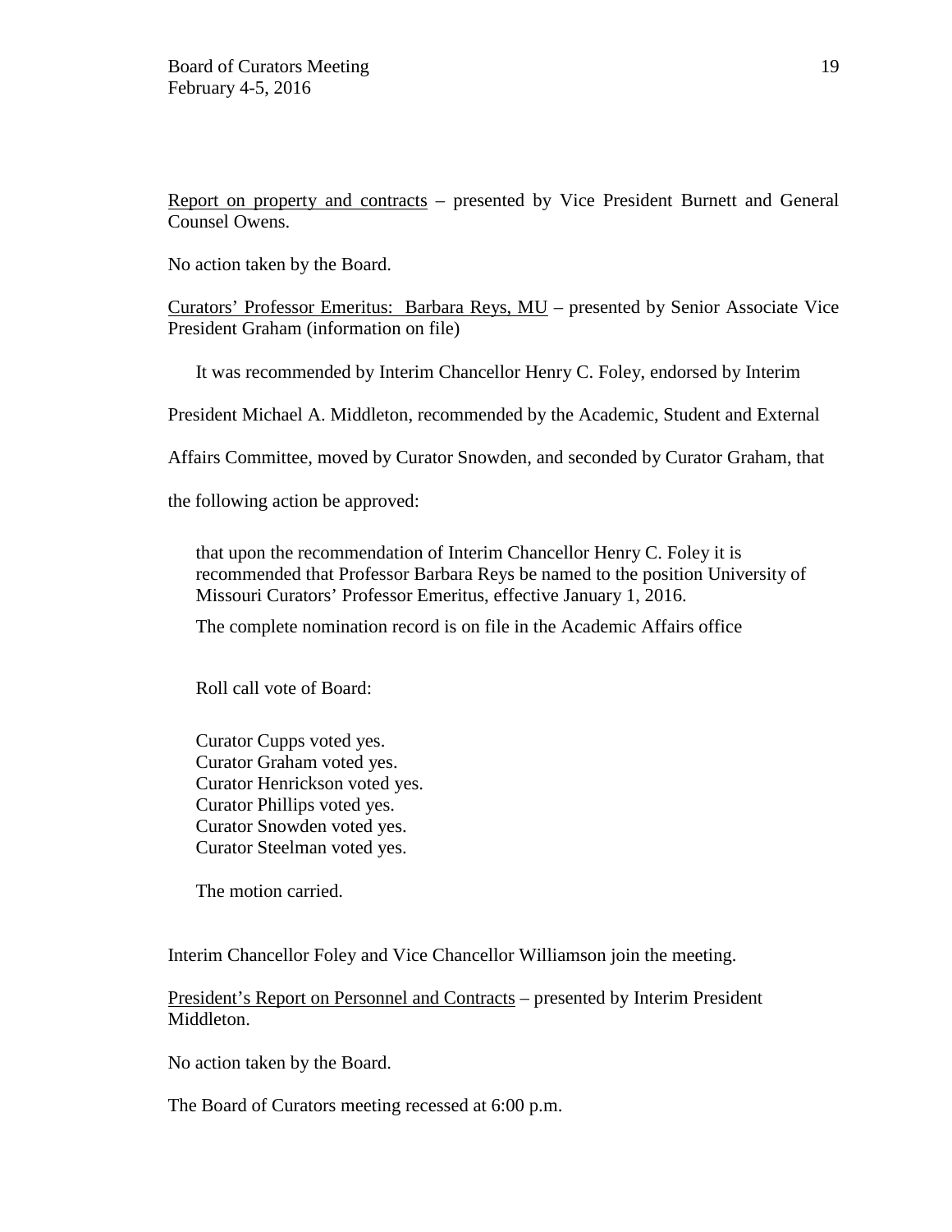<u>Report on property and contracts</u> – presented by Vice President Burnett and General Counsel Owens.

No action taken by the Board.

<u>Curators' Professor Emeritus: Barbara Reys, MU</u> – presented by Senior Associate Vice President Graham (information on file)

It was recommended by Interim Chancellor Henry C. Foley, endorsed by Interim President Michael A. Middleton, recommended by the Academic, Student and External Affairs Committee, moved by Curator Snowden, and seconded by Curator Graham, that the following action be approved:

> that upon the recommendation of Interim Chancellor Henry C. Foley it is recommended that Professor Barbara Reys be named to the position University of Missouri Curators' Professor Emeritus, effective January 1, 2016.
>
> The complete nomination record is on file in the Academic Affairs office

Roll call vote of Board:

Curator Cupps voted yes.  
Curator Graham voted yes.  
Curator Henrickson voted yes.  
Curator Phillips voted yes.  
Curator Snowden voted yes.  
Curator Steelman voted yes.

The motion carried.

Interim Chancellor Foley and Vice Chancellor Williamson join the meeting.

<u>President's Report on Personnel and Contracts</u> – presented by Interim President Middleton.

No action taken by the Board.

The Board of Curators meeting recessed at 6:00 p.m.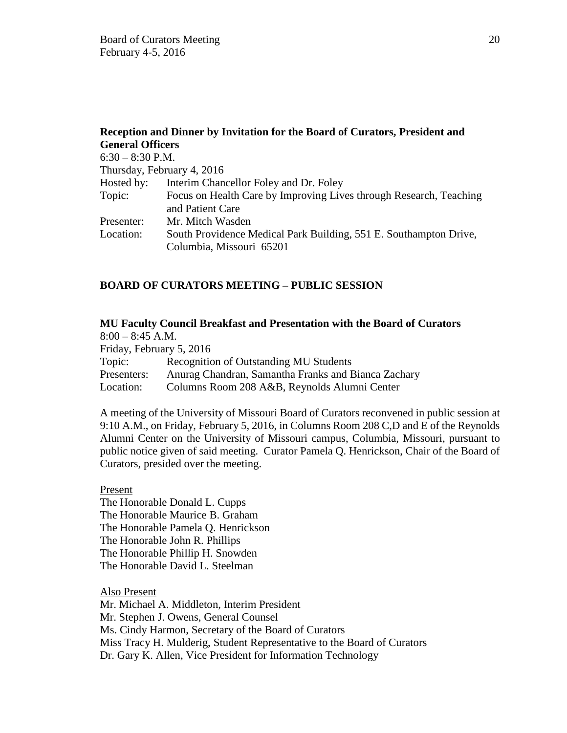**Reception and Dinner by Invitation for the Board of Curators, President and General Officers**

6:30 – 8:30 P.M.
Thursday, February 4, 2016

| | |
|---|---|
| Hosted by: | Interim Chancellor Foley and Dr. Foley |
| Topic: | Focus on Health Care by Improving Lives through Research, Teaching and Patient Care |
| Presenter: | Mr. Mitch Wasden |
| Location: | South Providence Medical Park Building, 551 E. Southampton Drive, Columbia, Missouri 65201 |

**BOARD OF CURATORS MEETING – PUBLIC SESSION**

**MU Faculty Council Breakfast and Presentation with the Board of Curators**

8:00 – 8:45 A.M.
Friday, February 5, 2016

| | |
|---|---|
| Topic: | Recognition of Outstanding MU Students |
| Presenters: | Anurag Chandran, Samantha Franks and Bianca Zachary |
| Location: | Columns Room 208 A&B, Reynolds Alumni Center |

A meeting of the University of Missouri Board of Curators reconvened in public session at 9:10 A.M., on Friday, February 5, 2016, in Columns Room 208 C,D and E of the Reynolds Alumni Center on the University of Missouri campus, Columbia, Missouri, pursuant to public notice given of said meeting. Curator Pamela Q. Henrickson, Chair of the Board of Curators, presided over the meeting.

Present

The Honorable Donald L. Cupps
The Honorable Maurice B. Graham
The Honorable Pamela Q. Henrickson
The Honorable John R. Phillips
The Honorable Phillip H. Snowden
The Honorable David L. Steelman

Also Present

Mr. Michael A. Middleton, Interim President
Mr. Stephen J. Owens, General Counsel
Ms. Cindy Harmon, Secretary of the Board of Curators
Miss Tracy H. Mulderig, Student Representative to the Board of Curators
Dr. Gary K. Allen, Vice President for Information Technology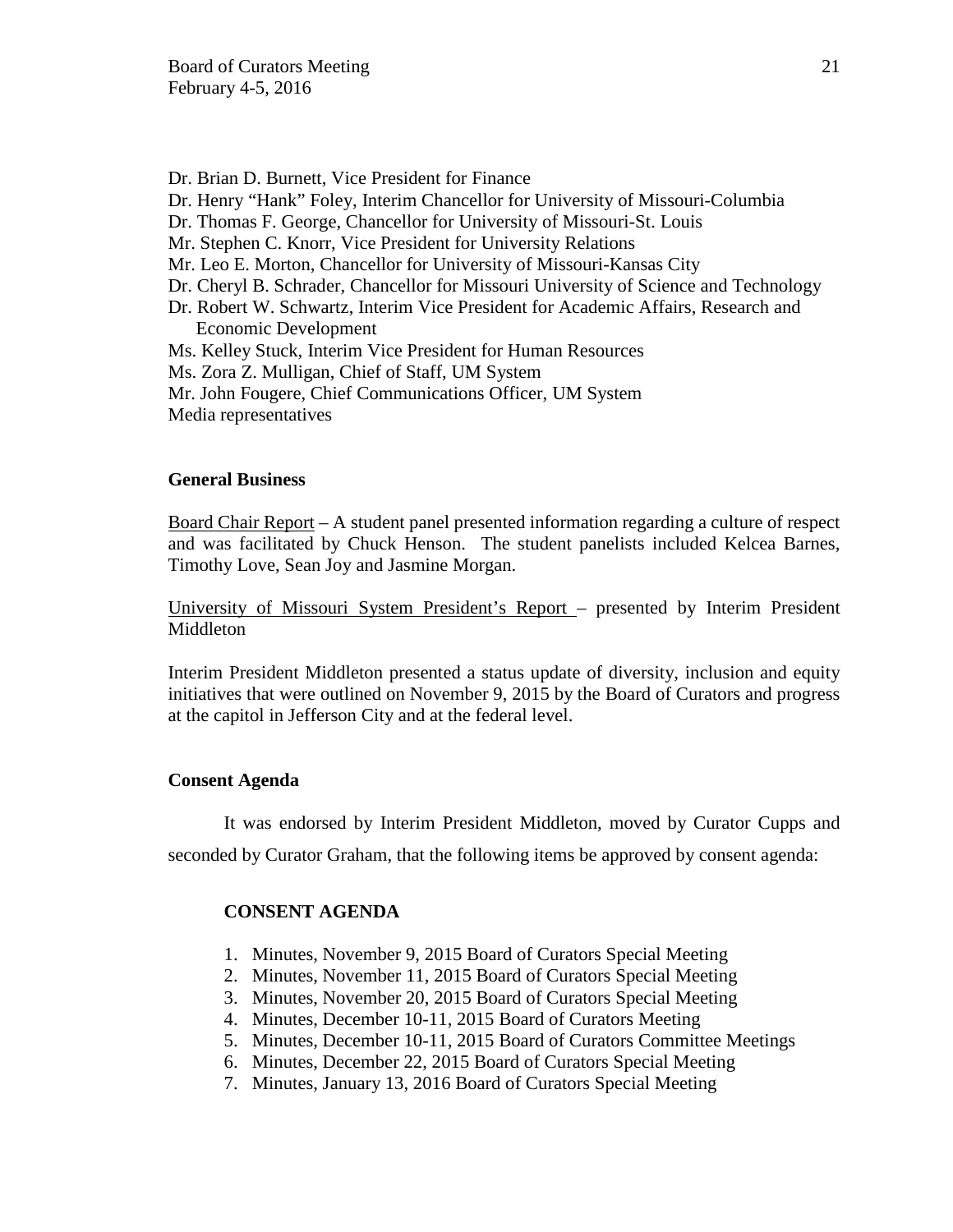Dr. Brian D. Burnett, Vice President for Finance
Dr. Henry "Hank" Foley, Interim Chancellor for University of Missouri-Columbia
Dr. Thomas F. George, Chancellor for University of Missouri-St. Louis
Mr. Stephen C. Knorr, Vice President for University Relations
Mr. Leo E. Morton, Chancellor for University of Missouri-Kansas City
Dr. Cheryl B. Schrader, Chancellor for Missouri University of Science and Technology
Dr. Robert W. Schwartz, Interim Vice President for Academic Affairs, Research and Economic Development
Ms. Kelley Stuck, Interim Vice President for Human Resources
Ms. Zora Z. Mulligan, Chief of Staff, UM System
Mr. John Fougere, Chief Communications Officer, UM System
Media representatives

**General Business**

Board Chair Report – A student panel presented information regarding a culture of respect and was facilitated by Chuck Henson. The student panelists included Kelcea Barnes, Timothy Love, Sean Joy and Jasmine Morgan.

University of Missouri System President's Report – presented by Interim President Middleton

Interim President Middleton presented a status update of diversity, inclusion and equity initiatives that were outlined on November 9, 2015 by the Board of Curators and progress at the capitol in Jefferson City and at the federal level.

**Consent Agenda**

It was endorsed by Interim President Middleton, moved by Curator Cupps and seconded by Curator Graham, that the following items be approved by consent agenda:

**CONSENT AGENDA**

1. Minutes, November 9, 2015 Board of Curators Special Meeting
2. Minutes, November 11, 2015 Board of Curators Special Meeting
3. Minutes, November 20, 2015 Board of Curators Special Meeting
4. Minutes, December 10-11, 2015 Board of Curators Meeting
5. Minutes, December 10-11, 2015 Board of Curators Committee Meetings
6. Minutes, December 22, 2015 Board of Curators Special Meeting
7. Minutes, January 13, 2016 Board of Curators Special Meeting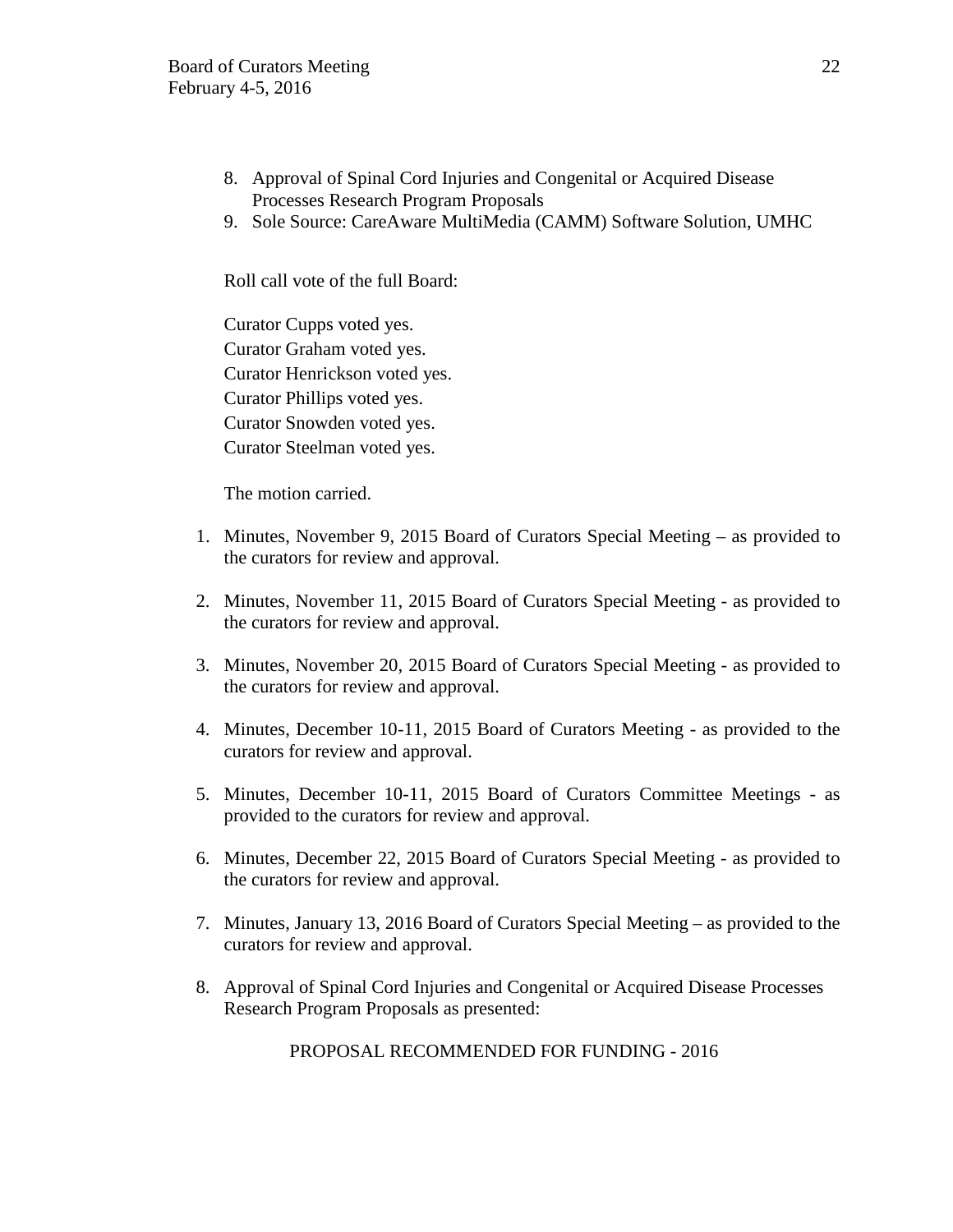8. Approval of Spinal Cord Injuries and Congenital or Acquired Disease Processes Research Program Proposals
9. Sole Source: CareAware MultiMedia (CAMM) Software Solution, UMHC

Roll call vote of the full Board:

Curator Cupps voted yes.
Curator Graham voted yes.
Curator Henrickson voted yes.
Curator Phillips voted yes.
Curator Snowden voted yes.
Curator Steelman voted yes.

The motion carried.

1. Minutes, November 9, 2015 Board of Curators Special Meeting – as provided to the curators for review and approval.

2. Minutes, November 11, 2015 Board of Curators Special Meeting - as provided to the curators for review and approval.

3. Minutes, November 20, 2015 Board of Curators Special Meeting - as provided to the curators for review and approval.

4. Minutes, December 10-11, 2015 Board of Curators Meeting - as provided to the curators for review and approval.

5. Minutes, December 10-11, 2015 Board of Curators Committee Meetings - as provided to the curators for review and approval.

6. Minutes, December 22, 2015 Board of Curators Special Meeting - as provided to the curators for review and approval.

7. Minutes, January 13, 2016 Board of Curators Special Meeting – as provided to the curators for review and approval.

8. Approval of Spinal Cord Injuries and Congenital or Acquired Disease Processes Research Program Proposals as presented:

PROPOSAL RECOMMENDED FOR FUNDING - 2016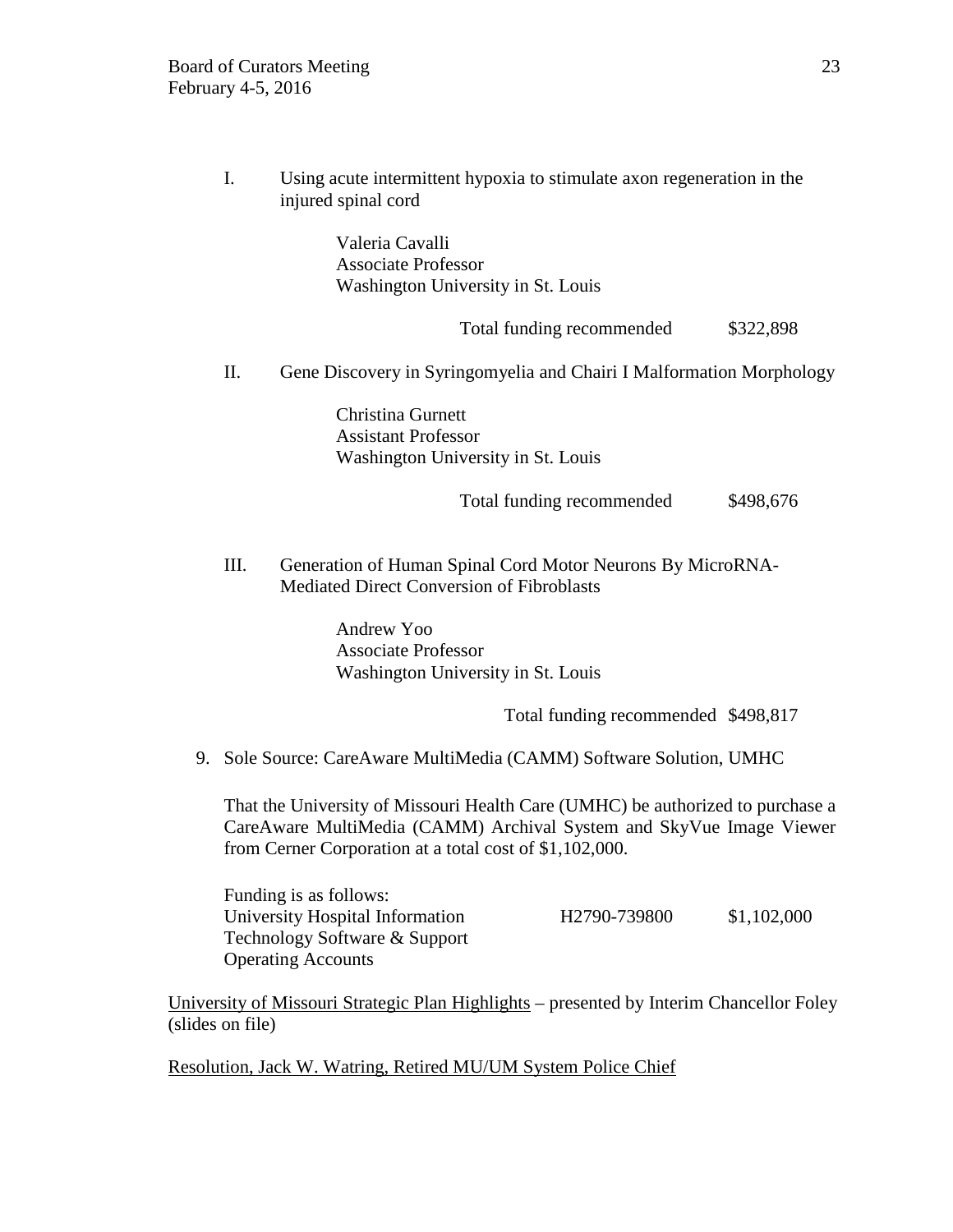I. Using acute intermittent hypoxia to stimulate axon regeneration in the injured spinal cord

   Valeria Cavalli
   Associate Professor
   Washington University in St. Louis

   Total funding recommended $322,898

II. Gene Discovery in Syringomyelia and Chairi I Malformation Morphology

   Christina Gurnett
   Assistant Professor
   Washington University in St. Louis

   Total funding recommended $498,676

III. Generation of Human Spinal Cord Motor Neurons By MicroRNA-Mediated Direct Conversion of Fibroblasts

   Andrew Yoo
   Associate Professor
   Washington University in St. Louis

   Total funding recommended $498,817

9. Sole Source: CareAware MultiMedia (CAMM) Software Solution, UMHC

   That the University of Missouri Health Care (UMHC) be authorized to purchase a CareAware MultiMedia (CAMM) Archival System and SkyVue Image Viewer from Cerner Corporation at a total cost of $1,102,000.

   Funding is as follows:

   | | | |
   |---|---|---|
   | University Hospital Information Technology Software & Support Operating Accounts | H2790-739800 | $1,102,000 |

University of Missouri Strategic Plan Highlights – presented by Interim Chancellor Foley (slides on file)

Resolution, Jack W. Watring, Retired MU/UM System Police Chief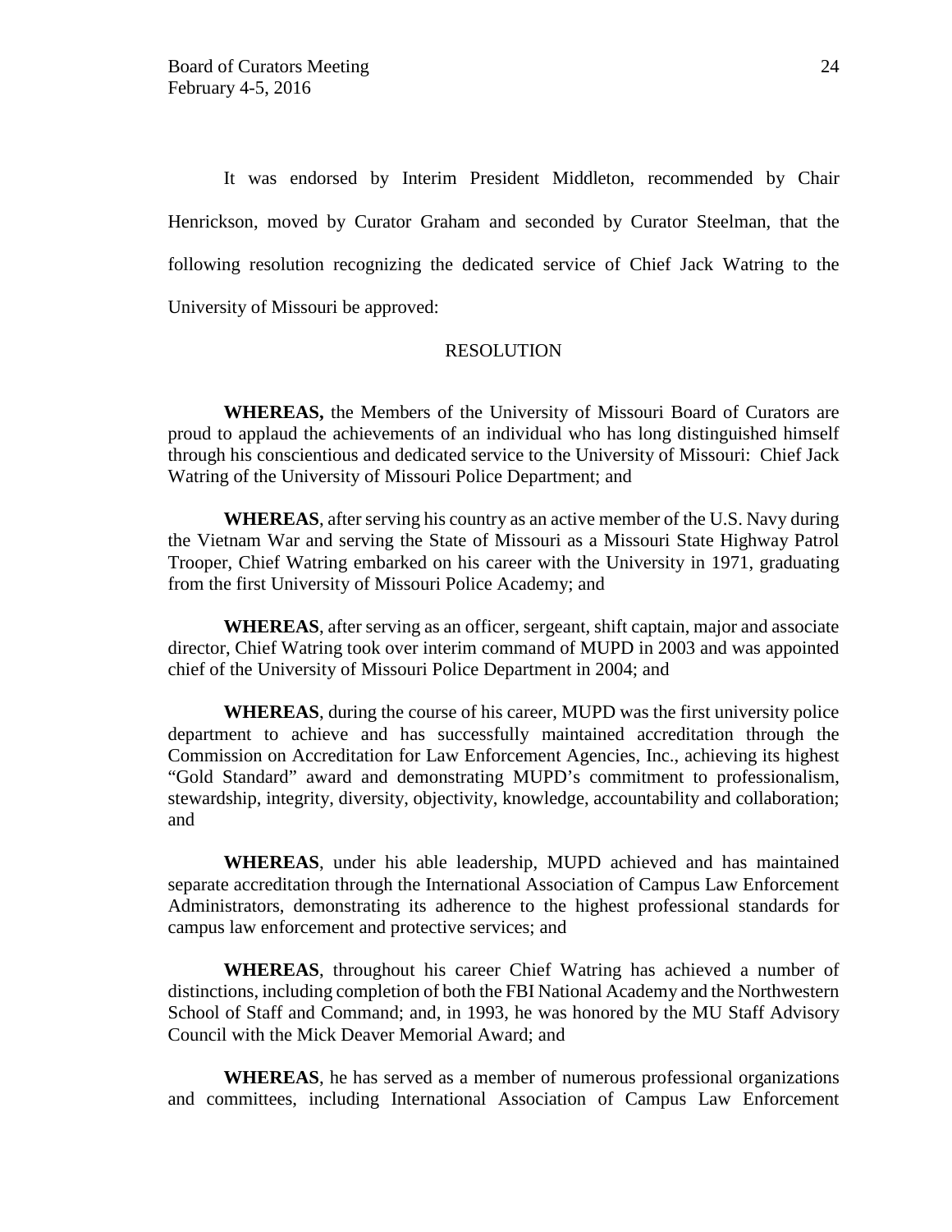It was endorsed by Interim President Middleton, recommended by Chair Henrickson, moved by Curator Graham and seconded by Curator Steelman, that the following resolution recognizing the dedicated service of Chief Jack Watring to the University of Missouri be approved:

RESOLUTION

**WHEREAS,** the Members of the University of Missouri Board of Curators are proud to applaud the achievements of an individual who has long distinguished himself through his conscientious and dedicated service to the University of Missouri: Chief Jack Watring of the University of Missouri Police Department; and

**WHEREAS**, after serving his country as an active member of the U.S. Navy during the Vietnam War and serving the State of Missouri as a Missouri State Highway Patrol Trooper, Chief Watring embarked on his career with the University in 1971, graduating from the first University of Missouri Police Academy; and

**WHEREAS**, after serving as an officer, sergeant, shift captain, major and associate director, Chief Watring took over interim command of MUPD in 2003 and was appointed chief of the University of Missouri Police Department in 2004; and

**WHEREAS**, during the course of his career, MUPD was the first university police department to achieve and has successfully maintained accreditation through the Commission on Accreditation for Law Enforcement Agencies, Inc., achieving its highest "Gold Standard" award and demonstrating MUPD's commitment to professionalism, stewardship, integrity, diversity, objectivity, knowledge, accountability and collaboration; and

**WHEREAS**, under his able leadership, MUPD achieved and has maintained separate accreditation through the International Association of Campus Law Enforcement Administrators, demonstrating its adherence to the highest professional standards for campus law enforcement and protective services; and

**WHEREAS**, throughout his career Chief Watring has achieved a number of distinctions, including completion of both the FBI National Academy and the Northwestern School of Staff and Command; and, in 1993, he was honored by the MU Staff Advisory Council with the Mick Deaver Memorial Award; and

**WHEREAS**, he has served as a member of numerous professional organizations and committees, including International Association of Campus Law Enforcement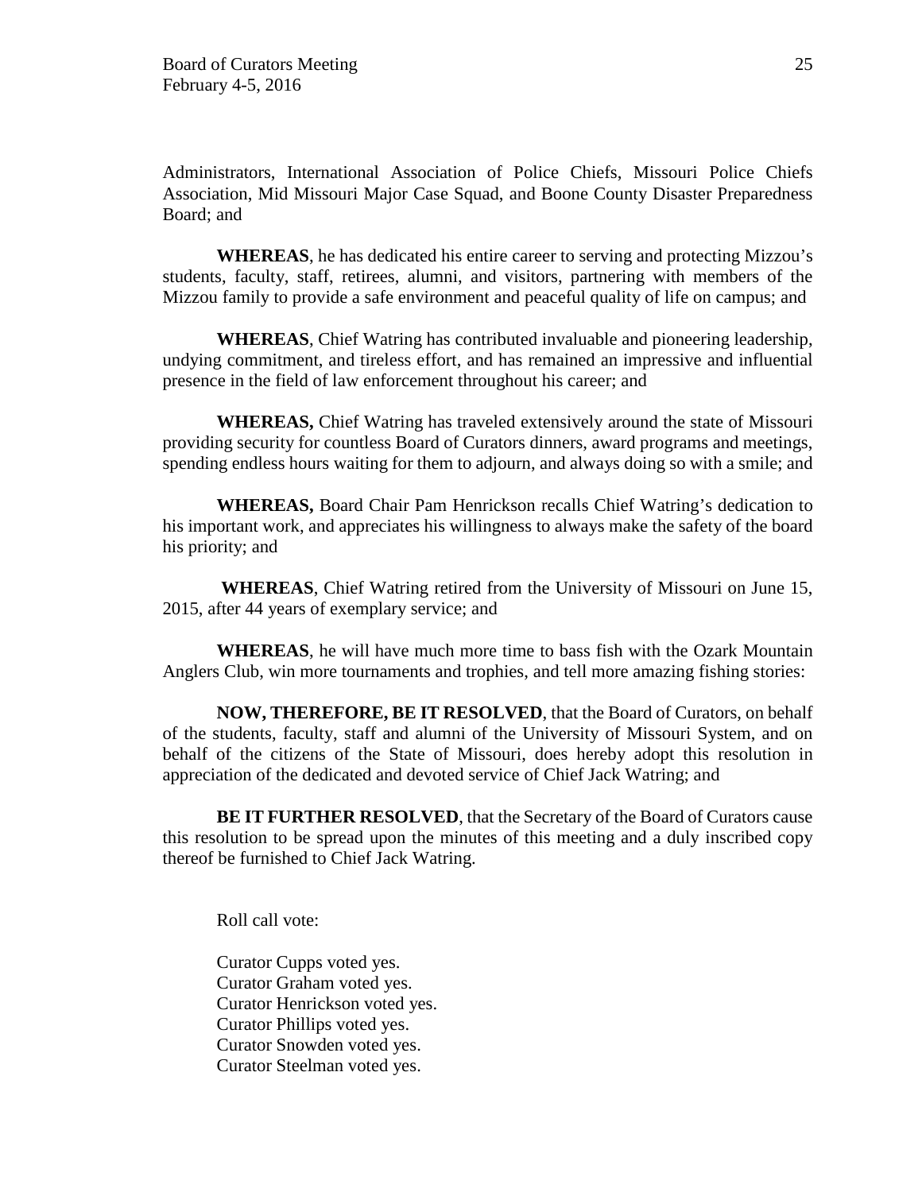Administrators, International Association of Police Chiefs, Missouri Police Chiefs Association, Mid Missouri Major Case Squad, and Boone County Disaster Preparedness Board; and

**WHEREAS**, he has dedicated his entire career to serving and protecting Mizzou's students, faculty, staff, retirees, alumni, and visitors, partnering with members of the Mizzou family to provide a safe environment and peaceful quality of life on campus; and

**WHEREAS**, Chief Watring has contributed invaluable and pioneering leadership, undying commitment, and tireless effort, and has remained an impressive and influential presence in the field of law enforcement throughout his career; and

**WHEREAS,** Chief Watring has traveled extensively around the state of Missouri providing security for countless Board of Curators dinners, award programs and meetings, spending endless hours waiting for them to adjourn, and always doing so with a smile; and

**WHEREAS,** Board Chair Pam Henrickson recalls Chief Watring's dedication to his important work, and appreciates his willingness to always make the safety of the board his priority; and

**WHEREAS**, Chief Watring retired from the University of Missouri on June 15, 2015, after 44 years of exemplary service; and

**WHEREAS**, he will have much more time to bass fish with the Ozark Mountain Anglers Club, win more tournaments and trophies, and tell more amazing fishing stories:

**NOW, THEREFORE, BE IT RESOLVED**, that the Board of Curators, on behalf of the students, faculty, staff and alumni of the University of Missouri System, and on behalf of the citizens of the State of Missouri, does hereby adopt this resolution in appreciation of the dedicated and devoted service of Chief Jack Watring; and

**BE IT FURTHER RESOLVED**, that the Secretary of the Board of Curators cause this resolution to be spread upon the minutes of this meeting and a duly inscribed copy thereof be furnished to Chief Jack Watring.

Roll call vote:

Curator Cupps voted yes.
Curator Graham voted yes.
Curator Henrickson voted yes.
Curator Phillips voted yes.
Curator Snowden voted yes.
Curator Steelman voted yes.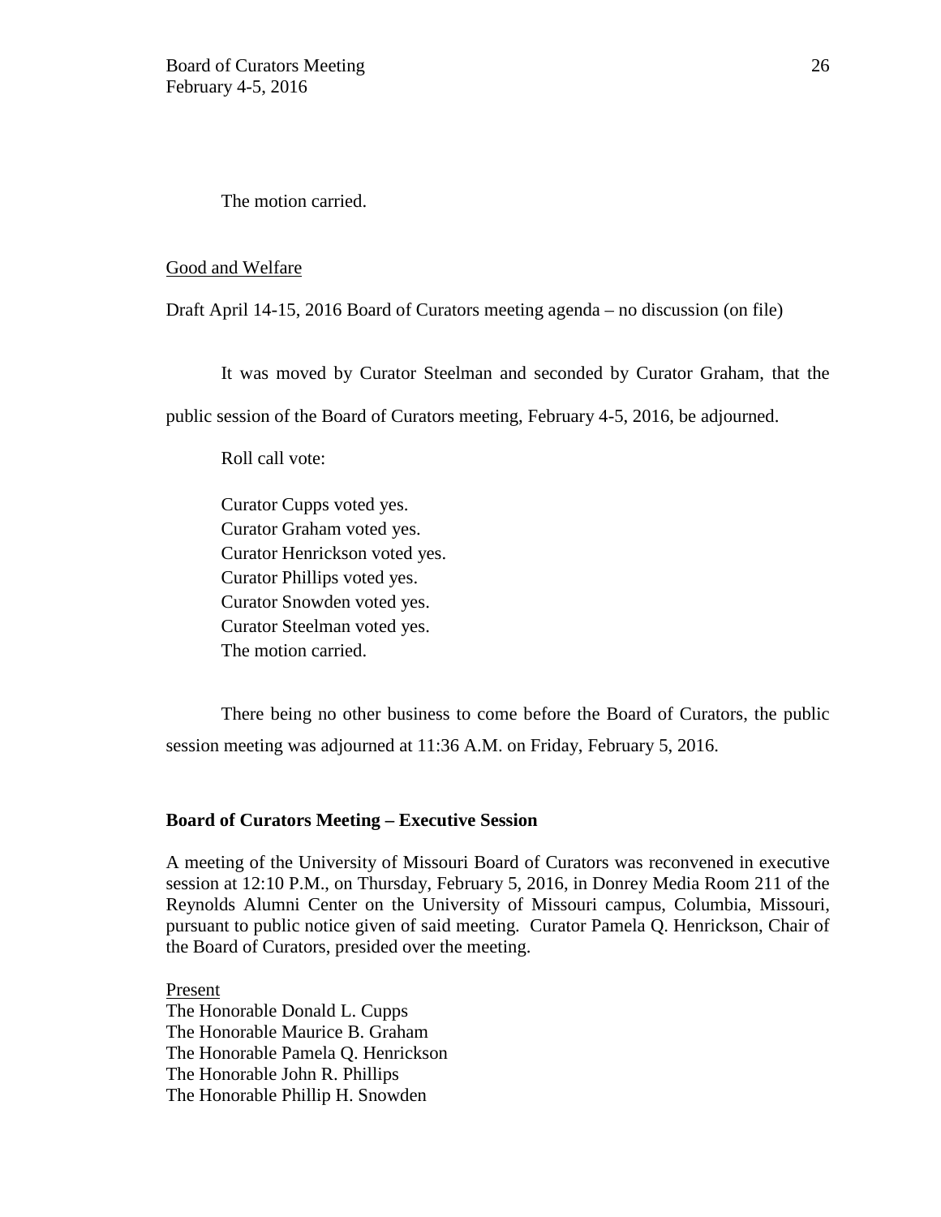The motion carried.

Good and Welfare

Draft April 14-15, 2016 Board of Curators meeting agenda – no discussion (on file)

It was moved by Curator Steelman and seconded by Curator Graham, that the public session of the Board of Curators meeting, February 4-5, 2016, be adjourned.

Roll call vote:

Curator Cupps voted yes.
Curator Graham voted yes.
Curator Henrickson voted yes.
Curator Phillips voted yes.
Curator Snowden voted yes.
Curator Steelman voted yes.
The motion carried.

There being no other business to come before the Board of Curators, the public session meeting was adjourned at 11:36 A.M. on Friday, February 5, 2016.

**Board of Curators Meeting – Executive Session**

A meeting of the University of Missouri Board of Curators was reconvened in executive session at 12:10 P.M., on Thursday, February 5, 2016, in Donrey Media Room 211 of the Reynolds Alumni Center on the University of Missouri campus, Columbia, Missouri, pursuant to public notice given of said meeting. Curator Pamela Q. Henrickson, Chair of the Board of Curators, presided over the meeting.

Present
The Honorable Donald L. Cupps
The Honorable Maurice B. Graham
The Honorable Pamela Q. Henrickson
The Honorable John R. Phillips
The Honorable Phillip H. Snowden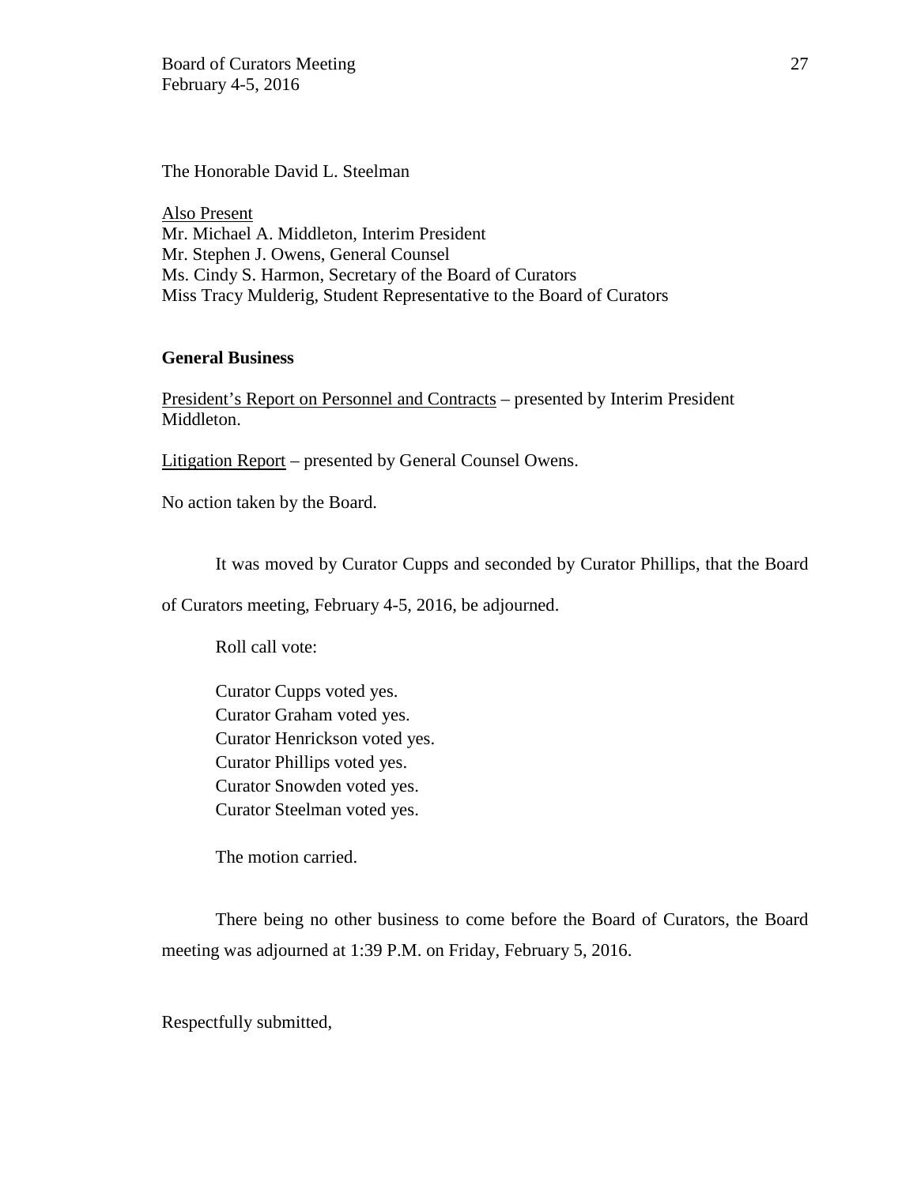The Honorable David L. Steelman

Also Present
Mr. Michael A. Middleton, Interim President
Mr. Stephen J. Owens, General Counsel
Ms. Cindy S. Harmon, Secretary of the Board of Curators
Miss Tracy Mulderig, Student Representative to the Board of Curators

**General Business**

President's Report on Personnel and Contracts – presented by Interim President Middleton.

Litigation Report – presented by General Counsel Owens.

No action taken by the Board.

It was moved by Curator Cupps and seconded by Curator Phillips, that the Board of Curators meeting, February 4-5, 2016, be adjourned.

Roll call vote:

Curator Cupps voted yes.
Curator Graham voted yes.
Curator Henrickson voted yes.
Curator Phillips voted yes.
Curator Snowden voted yes.
Curator Steelman voted yes.

The motion carried.

There being no other business to come before the Board of Curators, the Board meeting was adjourned at 1:39 P.M. on Friday, February 5, 2016.

Respectfully submitted,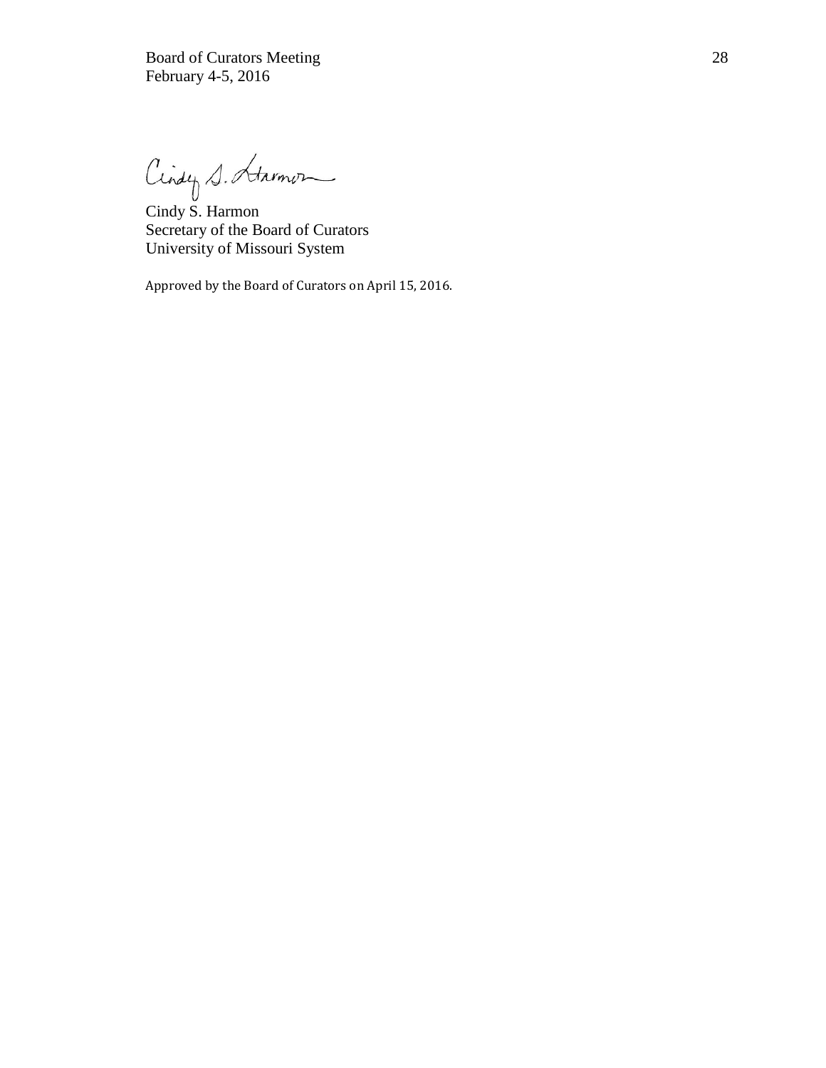Cindy S. Harmon
Secretary of the Board of Curators
University of Missouri System

Approved by the Board of Curators on April 15, 2016.